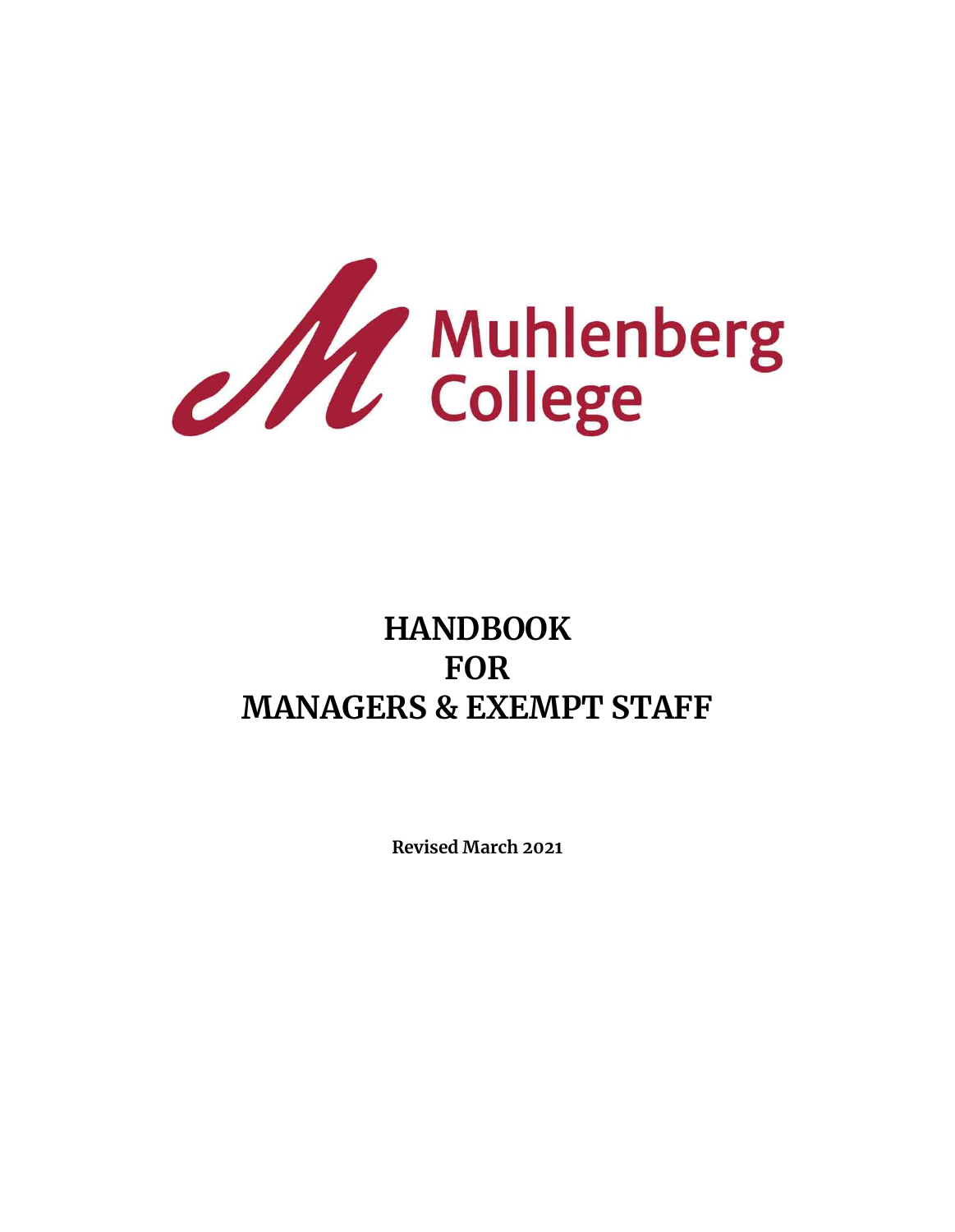Muhlenberg College

# HANDBOOK
# FOR
# MANAGERS & EXEMPT STAFF

**Revised March 2021**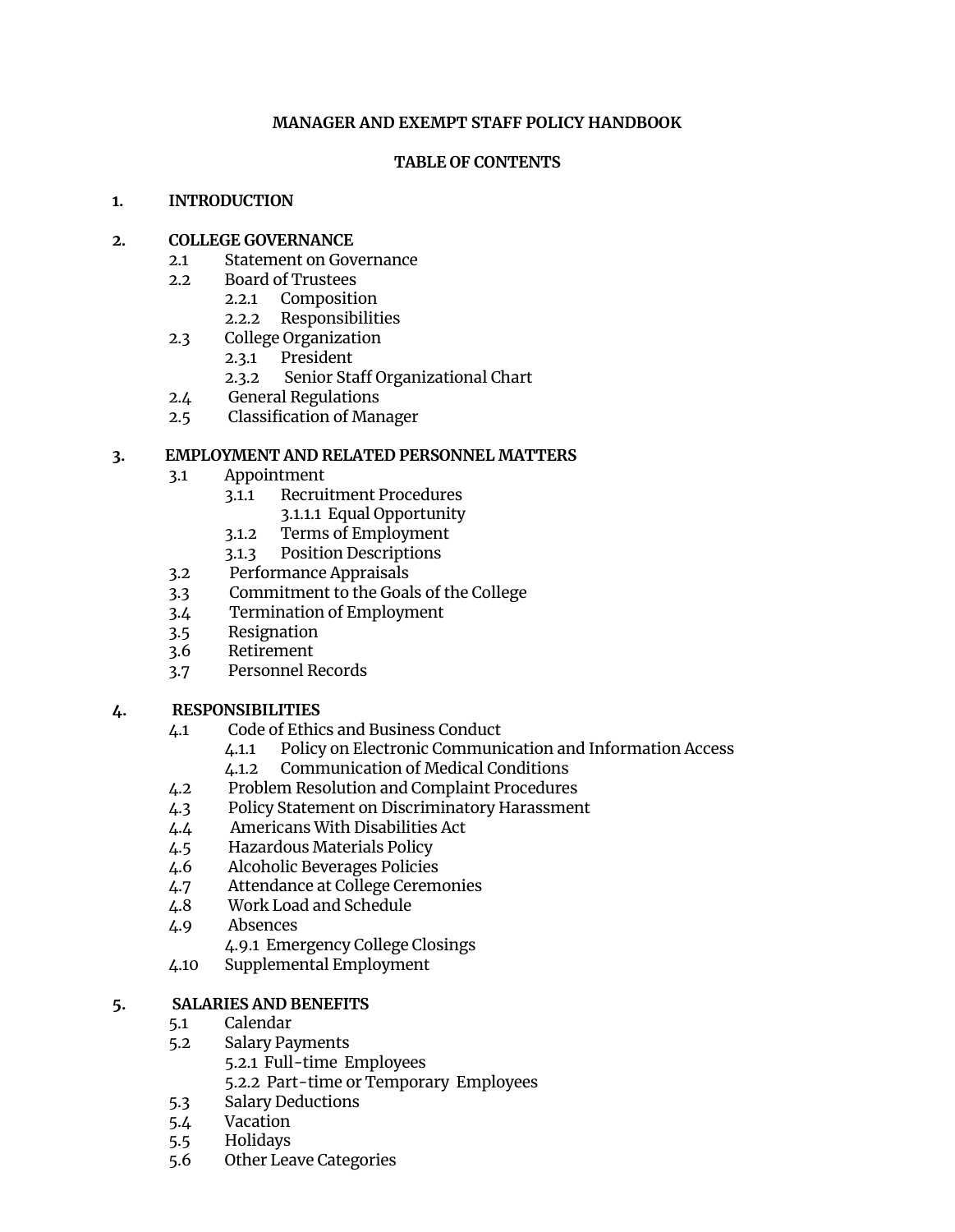**MANAGER AND EXEMPT STAFF POLICY HANDBOOK**

**TABLE OF CONTENTS**

**1. INTRODUCTION**

**2. COLLEGE GOVERNANCE**

- 2.1 Statement on Governance
- 2.2 Board of Trustees
  - 2.2.1 Composition
  - 2.2.2 Responsibilities
- 2.3 College Organization
  - 2.3.1 President
  - 2.3.2 Senior Staff Organizational Chart
- 2.4 General Regulations
- 2.5 Classification of Manager

**3. EMPLOYMENT AND RELATED PERSONNEL MATTERS**

- 3.1 Appointment
  - 3.1.1 Recruitment Procedures
    - 3.1.1.1 Equal Opportunity
  - 3.1.2 Terms of Employment
  - 3.1.3 Position Descriptions
- 3.2 Performance Appraisals
- 3.3 Commitment to the Goals of the College
- 3.4 Termination of Employment
- 3.5 Resignation
- 3.6 Retirement
- 3.7 Personnel Records

**4. RESPONSIBILITIES**

- 4.1 Code of Ethics and Business Conduct
  - 4.1.1 Policy on Electronic Communication and Information Access
  - 4.1.2 Communication of Medical Conditions
- 4.2 Problem Resolution and Complaint Procedures
- 4.3 Policy Statement on Discriminatory Harassment
- 4.4 Americans With Disabilities Act
- 4.5 Hazardous Materials Policy
- 4.6 Alcoholic Beverages Policies
- 4.7 Attendance at College Ceremonies
- 4.8 Work Load and Schedule
- 4.9 Absences
  - 4.9.1 Emergency College Closings
- 4.10 Supplemental Employment

**5. SALARIES AND BENEFITS**

- 5.1 Calendar
- 5.2 Salary Payments
  - 5.2.1 Full-time Employees
  - 5.2.2 Part-time or Temporary Employees
- 5.3 Salary Deductions
- 5.4 Vacation
- 5.5 Holidays
- 5.6 Other Leave Categories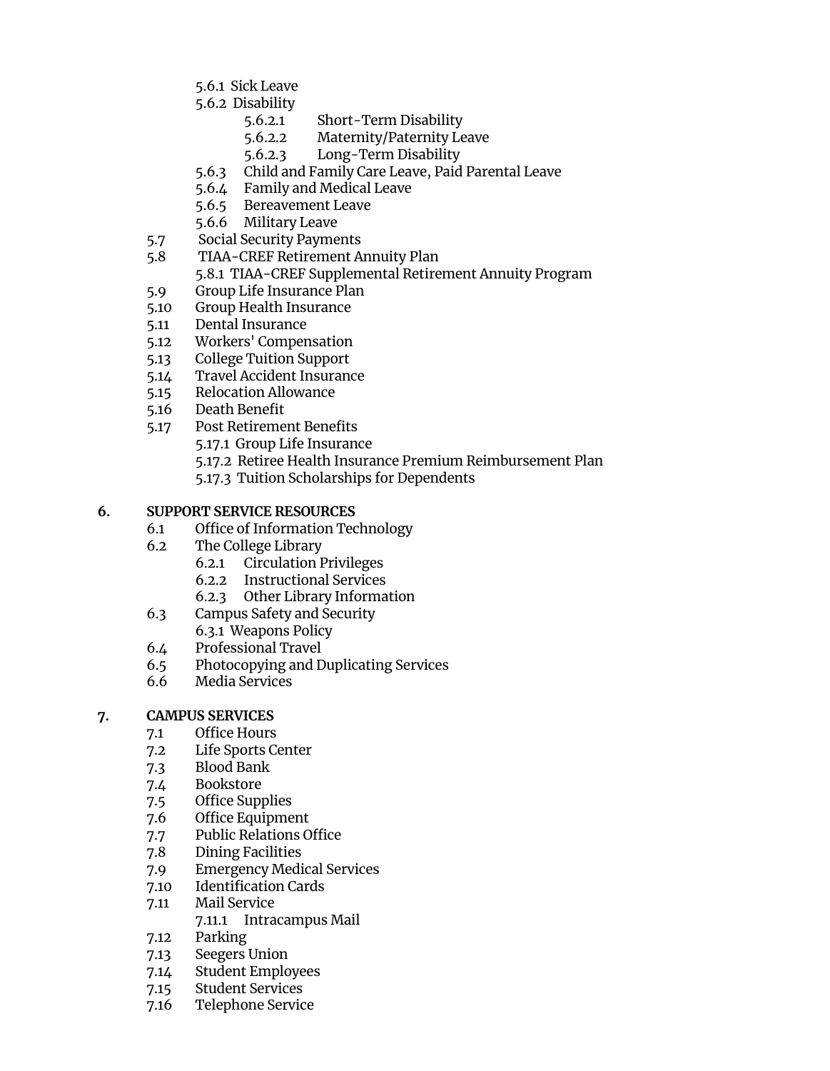- 5.6.1 Sick Leave
- 5.6.2 Disability
    - 5.6.2.1 Short-Term Disability
    - 5.6.2.2 Maternity/Paternity Leave
    - 5.6.2.3 Long-Term Disability
- 5.6.3 Child and Family Care Leave, Paid Parental Leave
- 5.6.4 Family and Medical Leave
- 5.6.5 Bereavement Leave
- 5.6.6 Military Leave

- 5.7 Social Security Payments
- 5.8 TIAA-CREF Retirement Annuity Plan
    - 5.8.1 TIAA-CREF Supplemental Retirement Annuity Program
- 5.9 Group Life Insurance Plan
- 5.10 Group Health Insurance
- 5.11 Dental Insurance
- 5.12 Workers' Compensation
- 5.13 College Tuition Support
- 5.14 Travel Accident Insurance
- 5.15 Relocation Allowance
- 5.16 Death Benefit
- 5.17 Post Retirement Benefits
    - 5.17.1 Group Life Insurance
    - 5.17.2 Retiree Health Insurance Premium Reimbursement Plan
    - 5.17.3 Tuition Scholarships for Dependents

**6. SUPPORT SERVICE RESOURCES**

- 6.1 Office of Information Technology
- 6.2 The College Library
    - 6.2.1 Circulation Privileges
    - 6.2.2 Instructional Services
    - 6.2.3 Other Library Information
- 6.3 Campus Safety and Security
    - 6.3.1 Weapons Policy
- 6.4 Professional Travel
- 6.5 Photocopying and Duplicating Services
- 6.6 Media Services

**7. CAMPUS SERVICES**

- 7.1 Office Hours
- 7.2 Life Sports Center
- 7.3 Blood Bank
- 7.4 Bookstore
- 7.5 Office Supplies
- 7.6 Office Equipment
- 7.7 Public Relations Office
- 7.8 Dining Facilities
- 7.9 Emergency Medical Services
- 7.10 Identification Cards
- 7.11 Mail Service
    - 7.11.1 Intracampus Mail
- 7.12 Parking
- 7.13 Seegers Union
- 7.14 Student Employees
- 7.15 Student Services
- 7.16 Telephone Service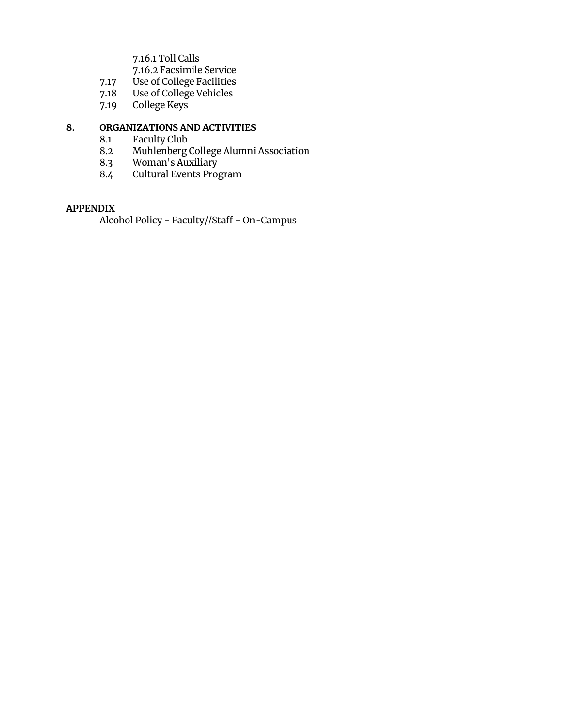7.16.1 Toll Calls
7.16.2 Facsimile Service
7.17 Use of College Facilities
7.18 Use of College Vehicles
7.19 College Keys

**8. ORGANIZATIONS AND ACTIVITIES**
8.1 Faculty Club
8.2 Muhlenberg College Alumni Association
8.3 Woman's Auxiliary
8.4 Cultural Events Program

**APPENDIX**
Alcohol Policy - Faculty//Staff - On-Campus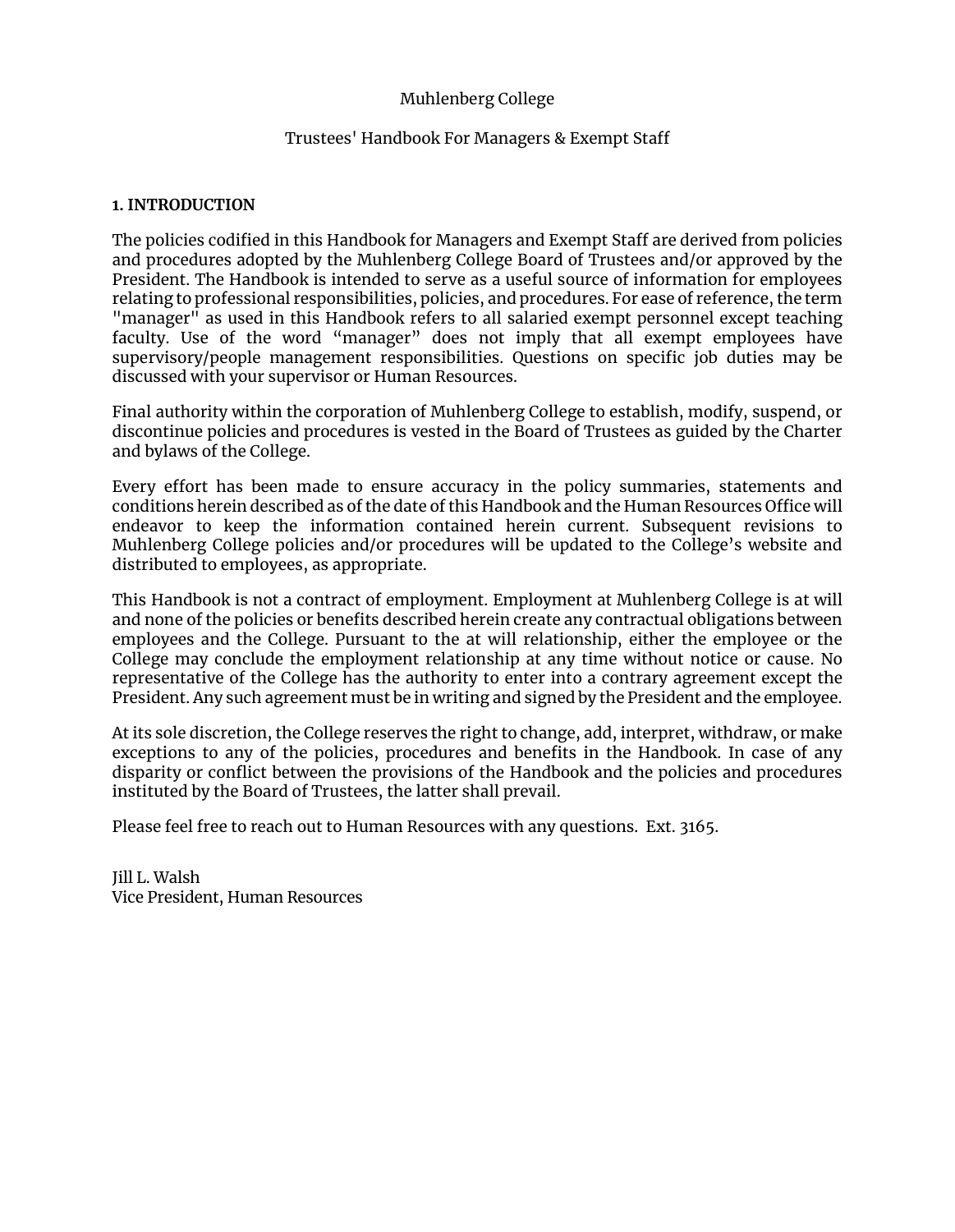Muhlenberg College

Trustees' Handbook For Managers & Exempt Staff

## 1. INTRODUCTION

The policies codified in this Handbook for Managers and Exempt Staff are derived from policies and procedures adopted by the Muhlenberg College Board of Trustees and/or approved by the President. The Handbook is intended to serve as a useful source of information for employees relating to professional responsibilities, policies, and procedures. For ease of reference, the term "manager" as used in this Handbook refers to all salaried exempt personnel except teaching faculty. Use of the word “manager” does not imply that all exempt employees have supervisory/people management responsibilities. Questions on specific job duties may be discussed with your supervisor or Human Resources.

Final authority within the corporation of Muhlenberg College to establish, modify, suspend, or discontinue policies and procedures is vested in the Board of Trustees as guided by the Charter and bylaws of the College.

Every effort has been made to ensure accuracy in the policy summaries, statements and conditions herein described as of the date of this Handbook and the Human Resources Office will endeavor to keep the information contained herein current. Subsequent revisions to Muhlenberg College policies and/or procedures will be updated to the College’s website and distributed to employees, as appropriate.

This Handbook is not a contract of employment. Employment at Muhlenberg College is at will and none of the policies or benefits described herein create any contractual obligations between employees and the College. Pursuant to the at will relationship, either the employee or the College may conclude the employment relationship at any time without notice or cause. No representative of the College has the authority to enter into a contrary agreement except the President. Any such agreement must be in writing and signed by the President and the employee.

At its sole discretion, the College reserves the right to change, add, interpret, withdraw, or make exceptions to any of the policies, procedures and benefits in the Handbook. In case of any disparity or conflict between the provisions of the Handbook and the policies and procedures instituted by the Board of Trustees, the latter shall prevail.

Please feel free to reach out to Human Resources with any questions. Ext. 3165.

Jill L. Walsh
Vice President, Human Resources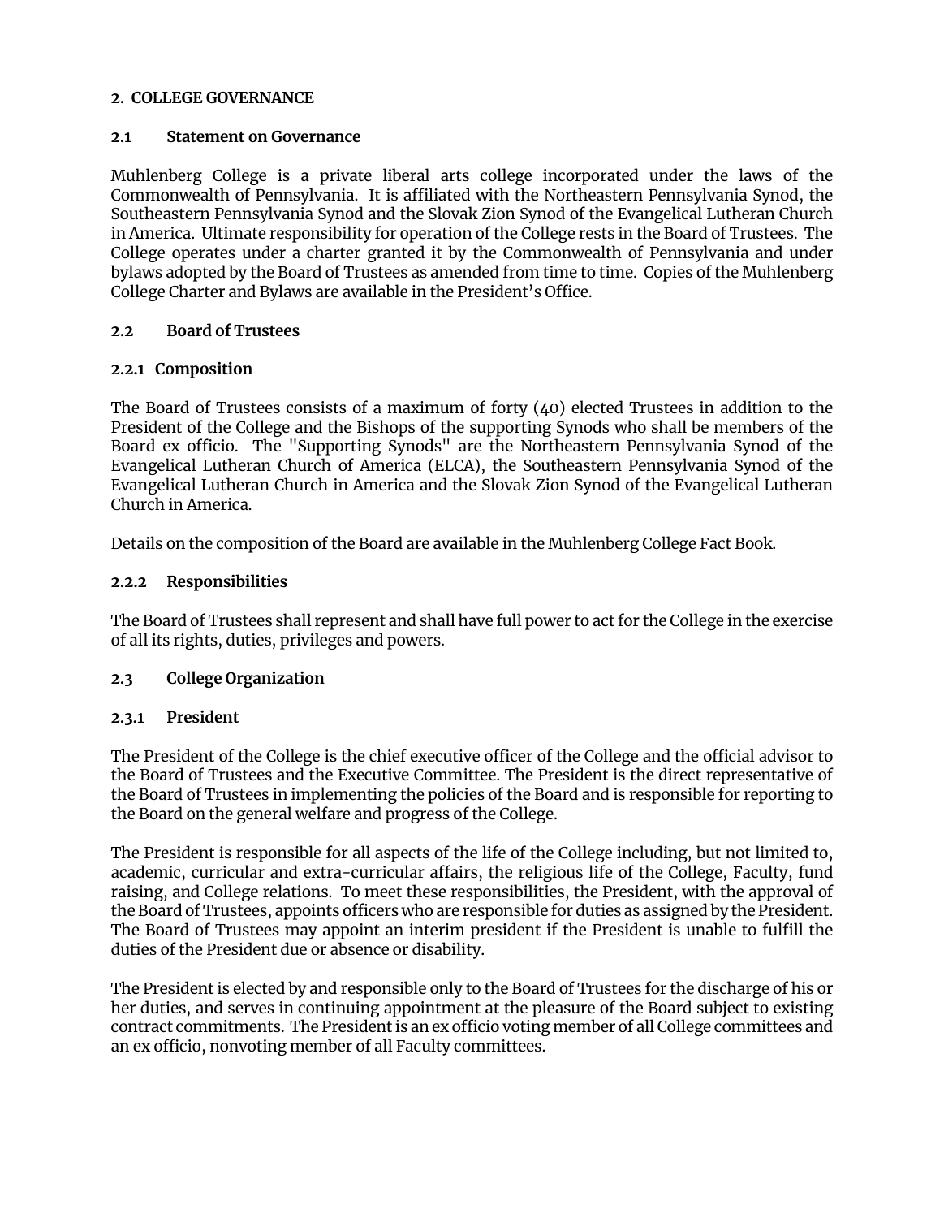## 2. COLLEGE GOVERNANCE

### 2.1 Statement on Governance

Muhlenberg College is a private liberal arts college incorporated under the laws of the Commonwealth of Pennsylvania. It is affiliated with the Northeastern Pennsylvania Synod, the Southeastern Pennsylvania Synod and the Slovak Zion Synod of the Evangelical Lutheran Church in America. Ultimate responsibility for operation of the College rests in the Board of Trustees. The College operates under a charter granted it by the Commonwealth of Pennsylvania and under bylaws adopted by the Board of Trustees as amended from time to time. Copies of the Muhlenberg College Charter and Bylaws are available in the President's Office.

### 2.2 Board of Trustees

#### 2.2.1 Composition

The Board of Trustees consists of a maximum of forty (40) elected Trustees in addition to the President of the College and the Bishops of the supporting Synods who shall be members of the Board ex officio. The "Supporting Synods" are the Northeastern Pennsylvania Synod of the Evangelical Lutheran Church of America (ELCA), the Southeastern Pennsylvania Synod of the Evangelical Lutheran Church in America and the Slovak Zion Synod of the Evangelical Lutheran Church in America.

Details on the composition of the Board are available in the Muhlenberg College Fact Book.

#### 2.2.2 Responsibilities

The Board of Trustees shall represent and shall have full power to act for the College in the exercise of all its rights, duties, privileges and powers.

### 2.3 College Organization

#### 2.3.1 President

The President of the College is the chief executive officer of the College and the official advisor to the Board of Trustees and the Executive Committee. The President is the direct representative of the Board of Trustees in implementing the policies of the Board and is responsible for reporting to the Board on the general welfare and progress of the College.

The President is responsible for all aspects of the life of the College including, but not limited to, academic, curricular and extra-curricular affairs, the religious life of the College, Faculty, fund raising, and College relations. To meet these responsibilities, the President, with the approval of the Board of Trustees, appoints officers who are responsible for duties as assigned by the President. The Board of Trustees may appoint an interim president if the President is unable to fulfill the duties of the President due or absence or disability.

The President is elected by and responsible only to the Board of Trustees for the discharge of his or her duties, and serves in continuing appointment at the pleasure of the Board subject to existing contract commitments. The President is an ex officio voting member of all College committees and an ex officio, nonvoting member of all Faculty committees.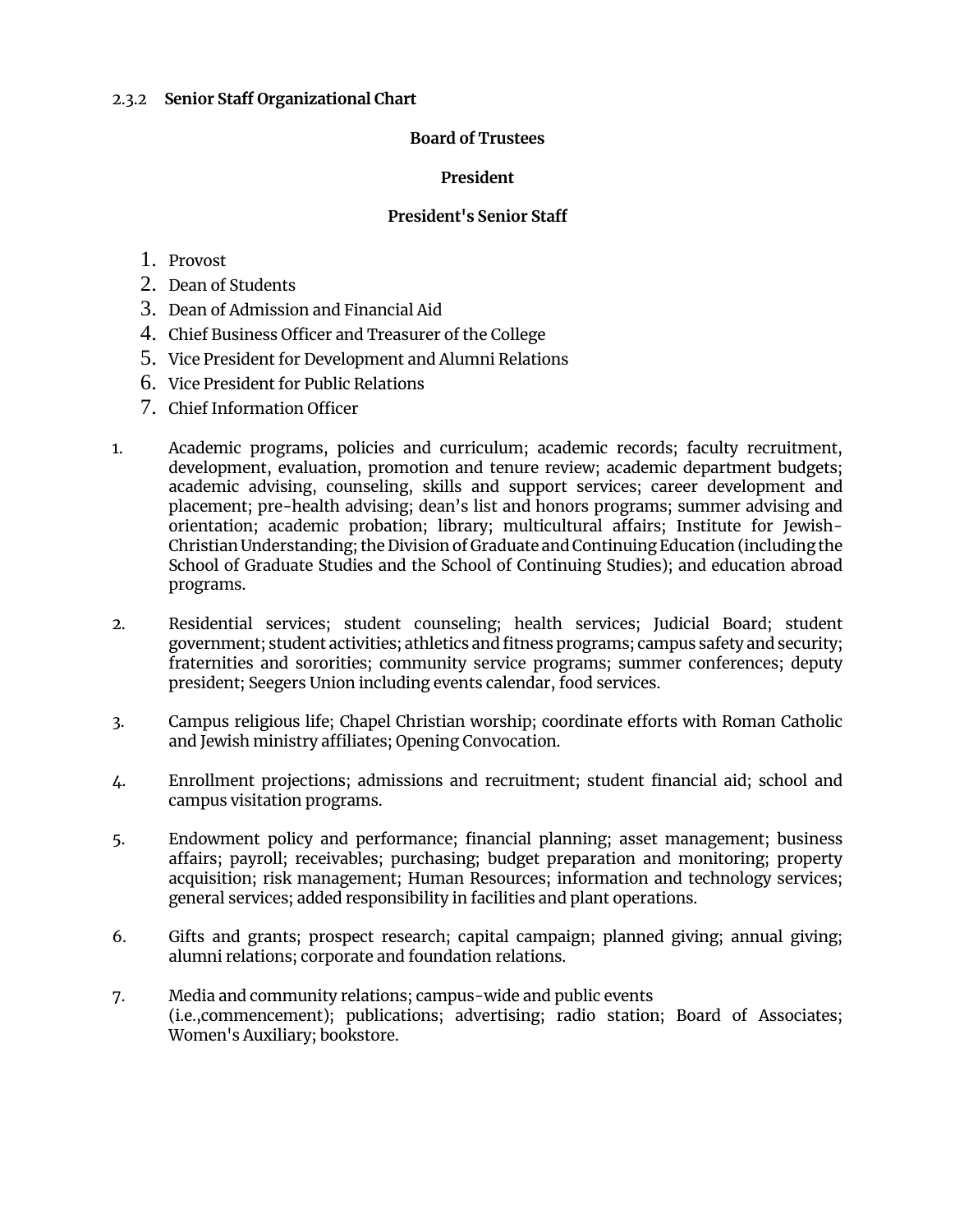2.3.2 **Senior Staff Organizational Chart**

**Board of Trustees**

**President**

**President's Senior Staff**

1. Provost
2. Dean of Students
3. Dean of Admission and Financial Aid
4. Chief Business Officer and Treasurer of the College
5. Vice President for Development and Alumni Relations
6. Vice President for Public Relations
7. Chief Information Officer

1. Academic programs, policies and curriculum; academic records; faculty recruitment, development, evaluation, promotion and tenure review; academic department budgets; academic advising, counseling, skills and support services; career development and placement; pre-health advising; dean's list and honors programs; summer advising and orientation; academic probation; library; multicultural affairs; Institute for Jewish-Christian Understanding; the Division of Graduate and Continuing Education (including the School of Graduate Studies and the School of Continuing Studies); and education abroad programs.

2. Residential services; student counseling; health services; Judicial Board; student government; student activities; athletics and fitness programs; campus safety and security; fraternities and sororities; community service programs; summer conferences; deputy president; Seegers Union including events calendar, food services.

3. Campus religious life; Chapel Christian worship; coordinate efforts with Roman Catholic and Jewish ministry affiliates; Opening Convocation.

4. Enrollment projections; admissions and recruitment; student financial aid; school and campus visitation programs.

5. Endowment policy and performance; financial planning; asset management; business affairs; payroll; receivables; purchasing; budget preparation and monitoring; property acquisition; risk management; Human Resources; information and technology services; general services; added responsibility in facilities and plant operations.

6. Gifts and grants; prospect research; capital campaign; planned giving; annual giving; alumni relations; corporate and foundation relations.

7. Media and community relations; campus-wide and public events (i.e.,commencement); publications; advertising; radio station; Board of Associates; Women's Auxiliary; bookstore.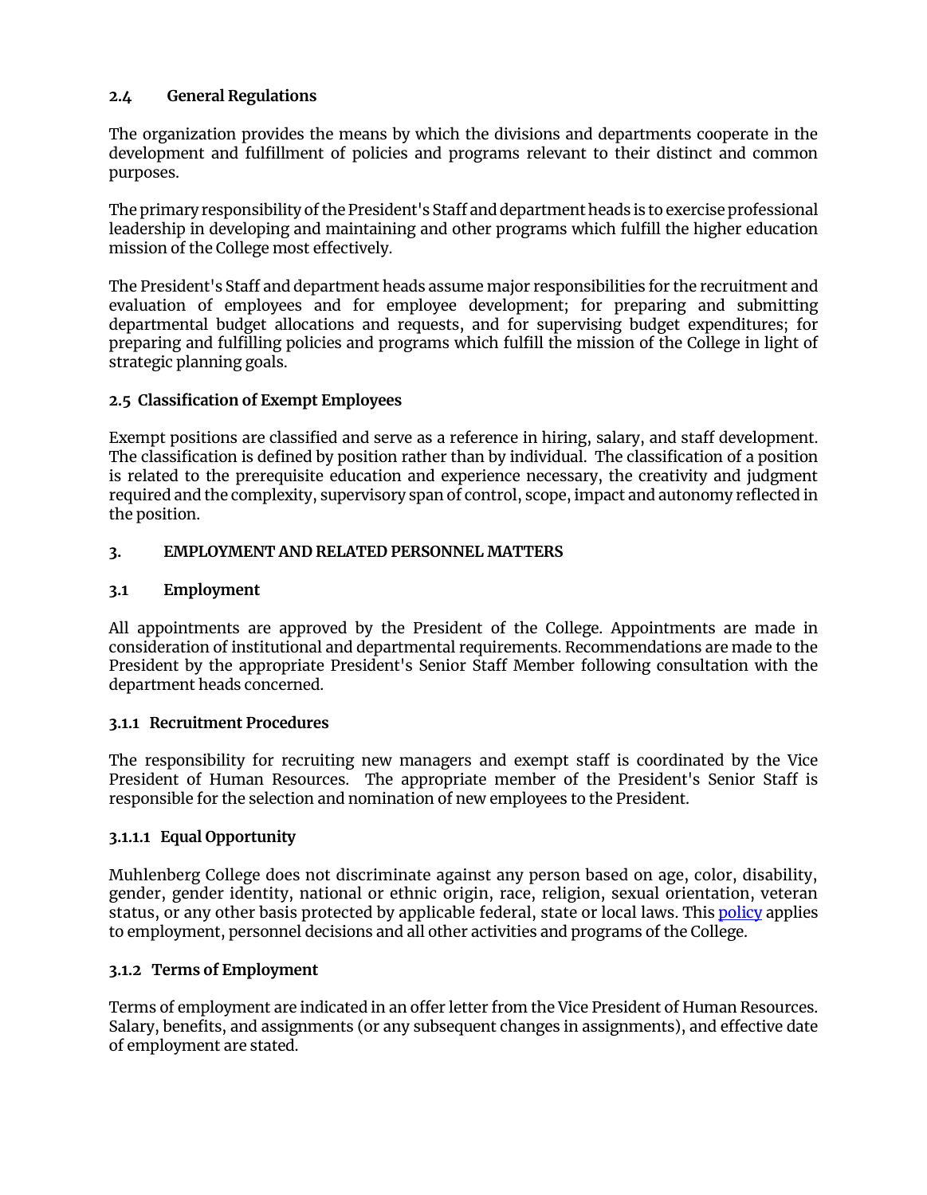### 2.4 General Regulations

The organization provides the means by which the divisions and departments cooperate in the development and fulfillment of policies and programs relevant to their distinct and common purposes.

The primary responsibility of the President's Staff and department heads is to exercise professional leadership in developing and maintaining and other programs which fulfill the higher education mission of the College most effectively.

The President's Staff and department heads assume major responsibilities for the recruitment and evaluation of employees and for employee development; for preparing and submitting departmental budget allocations and requests, and for supervising budget expenditures; for preparing and fulfilling policies and programs which fulfill the mission of the College in light of strategic planning goals.

### 2.5 Classification of Exempt Employees

Exempt positions are classified and serve as a reference in hiring, salary, and staff development. The classification is defined by position rather than by individual. The classification of a position is related to the prerequisite education and experience necessary, the creativity and judgment required and the complexity, supervisory span of control, scope, impact and autonomy reflected in the position.

## 3. EMPLOYMENT AND RELATED PERSONNEL MATTERS

### 3.1 Employment

All appointments are approved by the President of the College. Appointments are made in consideration of institutional and departmental requirements. Recommendations are made to the President by the appropriate President's Senior Staff Member following consultation with the department heads concerned.

#### 3.1.1 Recruitment Procedures

The responsibility for recruiting new managers and exempt staff is coordinated by the Vice President of Human Resources. The appropriate member of the President's Senior Staff is responsible for the selection and nomination of new employees to the President.

##### 3.1.1.1 Equal Opportunity

Muhlenberg College does not discriminate against any person based on age, color, disability, gender, gender identity, national or ethnic origin, race, religion, sexual orientation, veteran status, or any other basis protected by applicable federal, state or local laws. This policy applies to employment, personnel decisions and all other activities and programs of the College.

#### 3.1.2 Terms of Employment

Terms of employment are indicated in an offer letter from the Vice President of Human Resources. Salary, benefits, and assignments (or any subsequent changes in assignments), and effective date of employment are stated.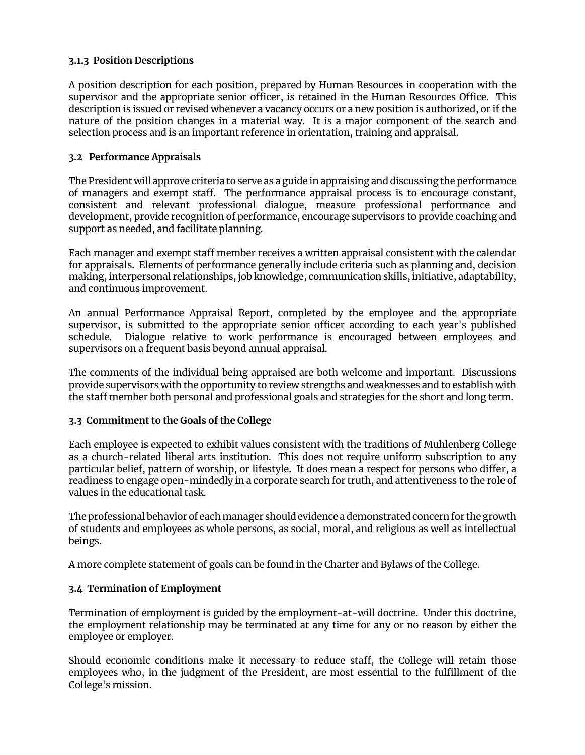### 3.1.3 Position Descriptions

A position description for each position, prepared by Human Resources in cooperation with the supervisor and the appropriate senior officer, is retained in the Human Resources Office. This description is issued or revised whenever a vacancy occurs or a new position is authorized, or if the nature of the position changes in a material way. It is a major component of the search and selection process and is an important reference in orientation, training and appraisal.

## 3.2 Performance Appraisals

The President will approve criteria to serve as a guide in appraising and discussing the performance of managers and exempt staff. The performance appraisal process is to encourage constant, consistent and relevant professional dialogue, measure professional performance and development, provide recognition of performance, encourage supervisors to provide coaching and support as needed, and facilitate planning.

Each manager and exempt staff member receives a written appraisal consistent with the calendar for appraisals. Elements of performance generally include criteria such as planning and, decision making, interpersonal relationships, job knowledge, communication skills, initiative, adaptability, and continuous improvement.

An annual Performance Appraisal Report, completed by the employee and the appropriate supervisor, is submitted to the appropriate senior officer according to each year's published schedule. Dialogue relative to work performance is encouraged between employees and supervisors on a frequent basis beyond annual appraisal.

The comments of the individual being appraised are both welcome and important. Discussions provide supervisors with the opportunity to review strengths and weaknesses and to establish with the staff member both personal and professional goals and strategies for the short and long term.

## 3.3 Commitment to the Goals of the College

Each employee is expected to exhibit values consistent with the traditions of Muhlenberg College as a church-related liberal arts institution. This does not require uniform subscription to any particular belief, pattern of worship, or lifestyle. It does mean a respect for persons who differ, a readiness to engage open-mindedly in a corporate search for truth, and attentiveness to the role of values in the educational task.

The professional behavior of each manager should evidence a demonstrated concern for the growth of students and employees as whole persons, as social, moral, and religious as well as intellectual beings.

A more complete statement of goals can be found in the Charter and Bylaws of the College.

## 3.4 Termination of Employment

Termination of employment is guided by the employment-at-will doctrine. Under this doctrine, the employment relationship may be terminated at any time for any or no reason by either the employee or employer.

Should economic conditions make it necessary to reduce staff, the College will retain those employees who, in the judgment of the President, are most essential to the fulfillment of the College's mission.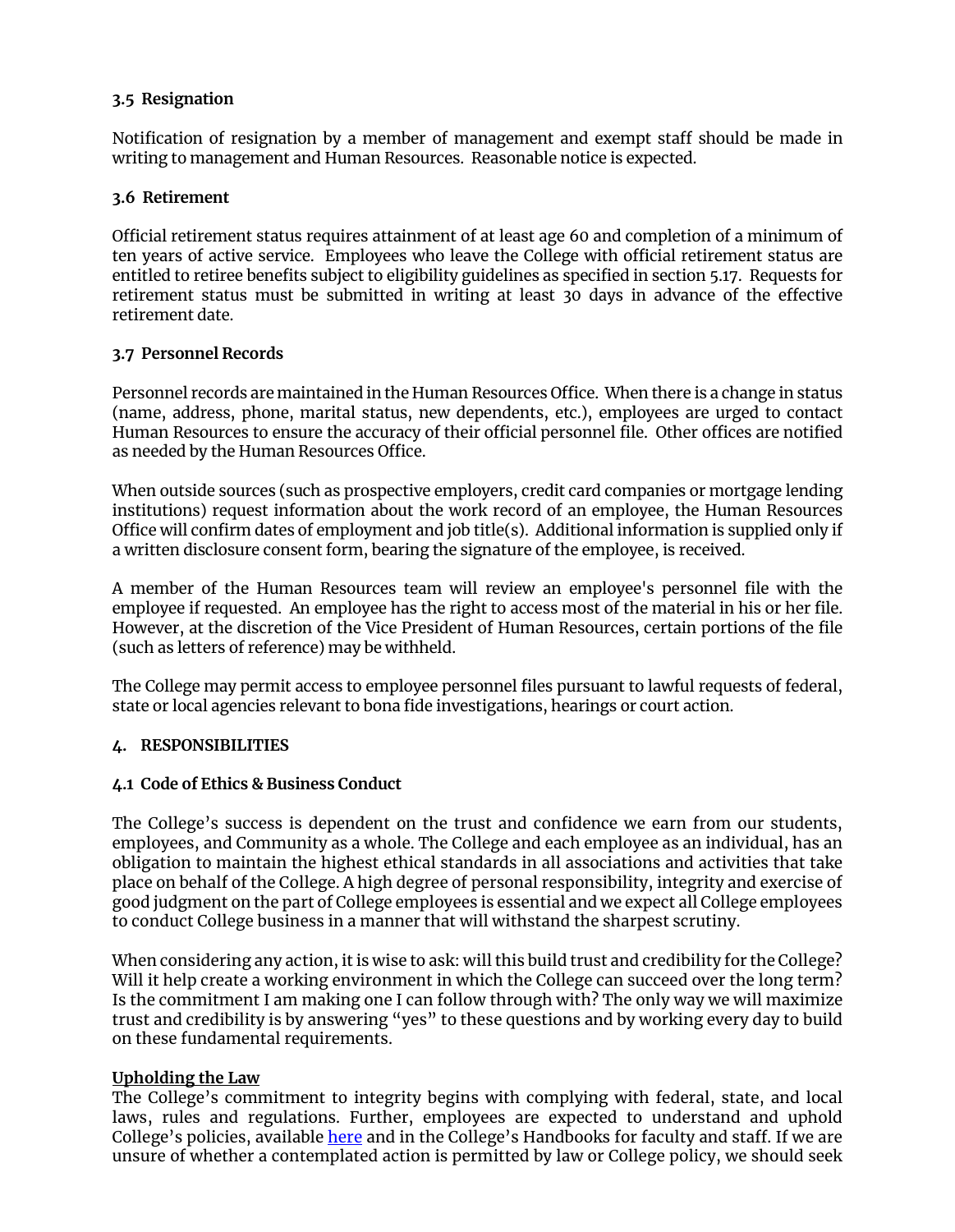### 3.5 Resignation

Notification of resignation by a member of management and exempt staff should be made in writing to management and Human Resources. Reasonable notice is expected.

### 3.6 Retirement

Official retirement status requires attainment of at least age 60 and completion of a minimum of ten years of active service. Employees who leave the College with official retirement status are entitled to retiree benefits subject to eligibility guidelines as specified in section 5.17. Requests for retirement status must be submitted in writing at least 30 days in advance of the effective retirement date.

### 3.7 Personnel Records

Personnel records are maintained in the Human Resources Office. When there is a change in status (name, address, phone, marital status, new dependents, etc.), employees are urged to contact Human Resources to ensure the accuracy of their official personnel file. Other offices are notified as needed by the Human Resources Office.

When outside sources (such as prospective employers, credit card companies or mortgage lending institutions) request information about the work record of an employee, the Human Resources Office will confirm dates of employment and job title(s). Additional information is supplied only if a written disclosure consent form, bearing the signature of the employee, is received.

A member of the Human Resources team will review an employee's personnel file with the employee if requested. An employee has the right to access most of the material in his or her file. However, at the discretion of the Vice President of Human Resources, certain portions of the file (such as letters of reference) may be withheld.

The College may permit access to employee personnel files pursuant to lawful requests of federal, state or local agencies relevant to bona fide investigations, hearings or court action.

## 4. RESPONSIBILITIES

### 4.1 Code of Ethics & Business Conduct

The College's success is dependent on the trust and confidence we earn from our students, employees, and Community as a whole. The College and each employee as an individual, has an obligation to maintain the highest ethical standards in all associations and activities that take place on behalf of the College. A high degree of personal responsibility, integrity and exercise of good judgment on the part of College employees is essential and we expect all College employees to conduct College business in a manner that will withstand the sharpest scrutiny.

When considering any action, it is wise to ask: will this build trust and credibility for the College? Will it help create a working environment in which the College can succeed over the long term? Is the commitment I am making one I can follow through with? The only way we will maximize trust and credibility is by answering "yes" to these questions and by working every day to build on these fundamental requirements.

**Upholding the Law**

The College's commitment to integrity begins with complying with federal, state, and local laws, rules and regulations. Further, employees are expected to understand and uphold College's policies, available here and in the College's Handbooks for faculty and staff. If we are unsure of whether a contemplated action is permitted by law or College policy, we should seek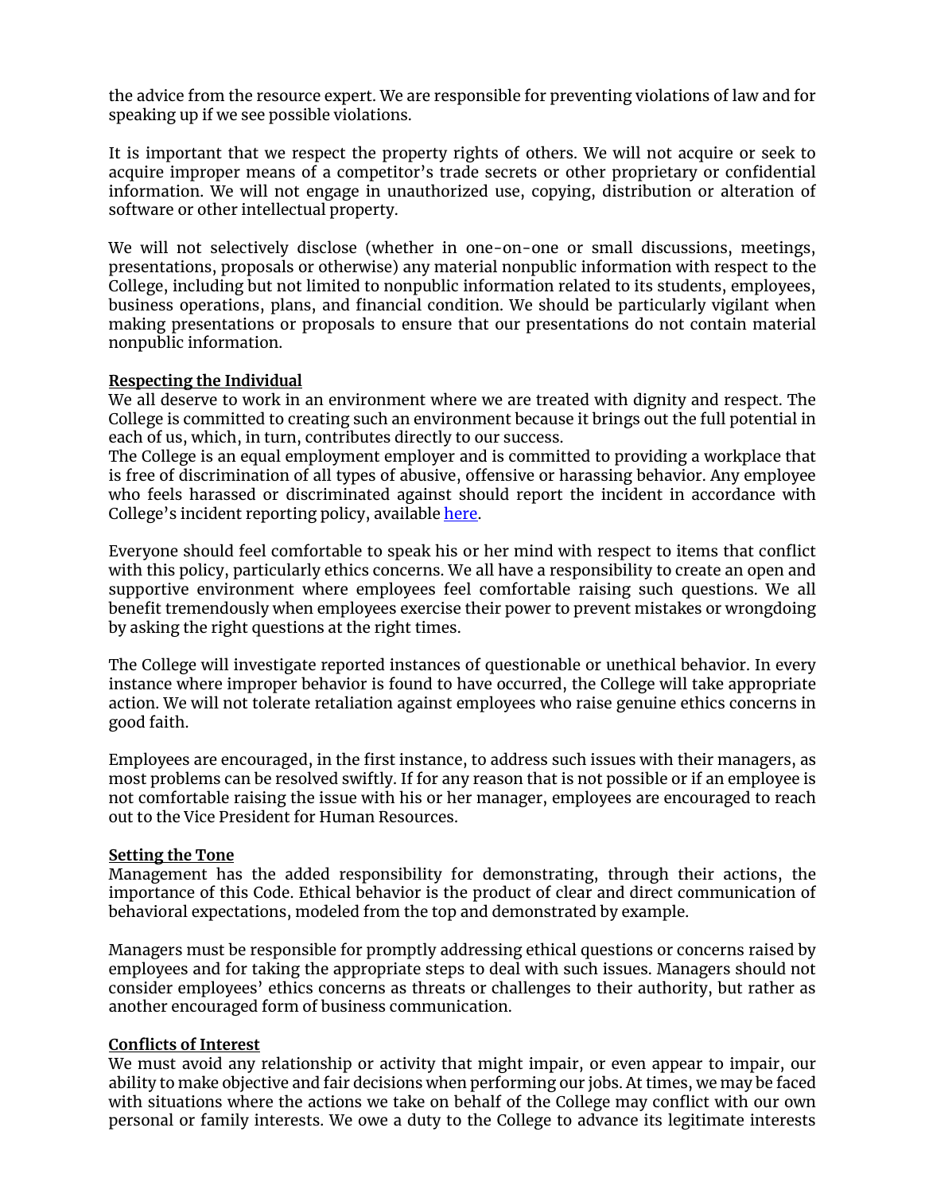the advice from the resource expert. We are responsible for preventing violations of law and for speaking up if we see possible violations.

It is important that we respect the property rights of others. We will not acquire or seek to acquire improper means of a competitor's trade secrets or other proprietary or confidential information. We will not engage in unauthorized use, copying, distribution or alteration of software or other intellectual property.

We will not selectively disclose (whether in one-on-one or small discussions, meetings, presentations, proposals or otherwise) any material nonpublic information with respect to the College, including but not limited to nonpublic information related to its students, employees, business operations, plans, and financial condition. We should be particularly vigilant when making presentations or proposals to ensure that our presentations do not contain material nonpublic information.

**Respecting the Individual**

We all deserve to work in an environment where we are treated with dignity and respect. The College is committed to creating such an environment because it brings out the full potential in each of us, which, in turn, contributes directly to our success.

The College is an equal employment employer and is committed to providing a workplace that is free of discrimination of all types of abusive, offensive or harassing behavior. Any employee who feels harassed or discriminated against should report the incident in accordance with College's incident reporting policy, available here.

Everyone should feel comfortable to speak his or her mind with respect to items that conflict with this policy, particularly ethics concerns. We all have a responsibility to create an open and supportive environment where employees feel comfortable raising such questions. We all benefit tremendously when employees exercise their power to prevent mistakes or wrongdoing by asking the right questions at the right times.

The College will investigate reported instances of questionable or unethical behavior. In every instance where improper behavior is found to have occurred, the College will take appropriate action. We will not tolerate retaliation against employees who raise genuine ethics concerns in good faith.

Employees are encouraged, in the first instance, to address such issues with their managers, as most problems can be resolved swiftly. If for any reason that is not possible or if an employee is not comfortable raising the issue with his or her manager, employees are encouraged to reach out to the Vice President for Human Resources.

**Setting the Tone**

Management has the added responsibility for demonstrating, through their actions, the importance of this Code. Ethical behavior is the product of clear and direct communication of behavioral expectations, modeled from the top and demonstrated by example.

Managers must be responsible for promptly addressing ethical questions or concerns raised by employees and for taking the appropriate steps to deal with such issues. Managers should not consider employees' ethics concerns as threats or challenges to their authority, but rather as another encouraged form of business communication.

**Conflicts of Interest**

We must avoid any relationship or activity that might impair, or even appear to impair, our ability to make objective and fair decisions when performing our jobs. At times, we may be faced with situations where the actions we take on behalf of the College may conflict with our own personal or family interests. We owe a duty to the College to advance its legitimate interests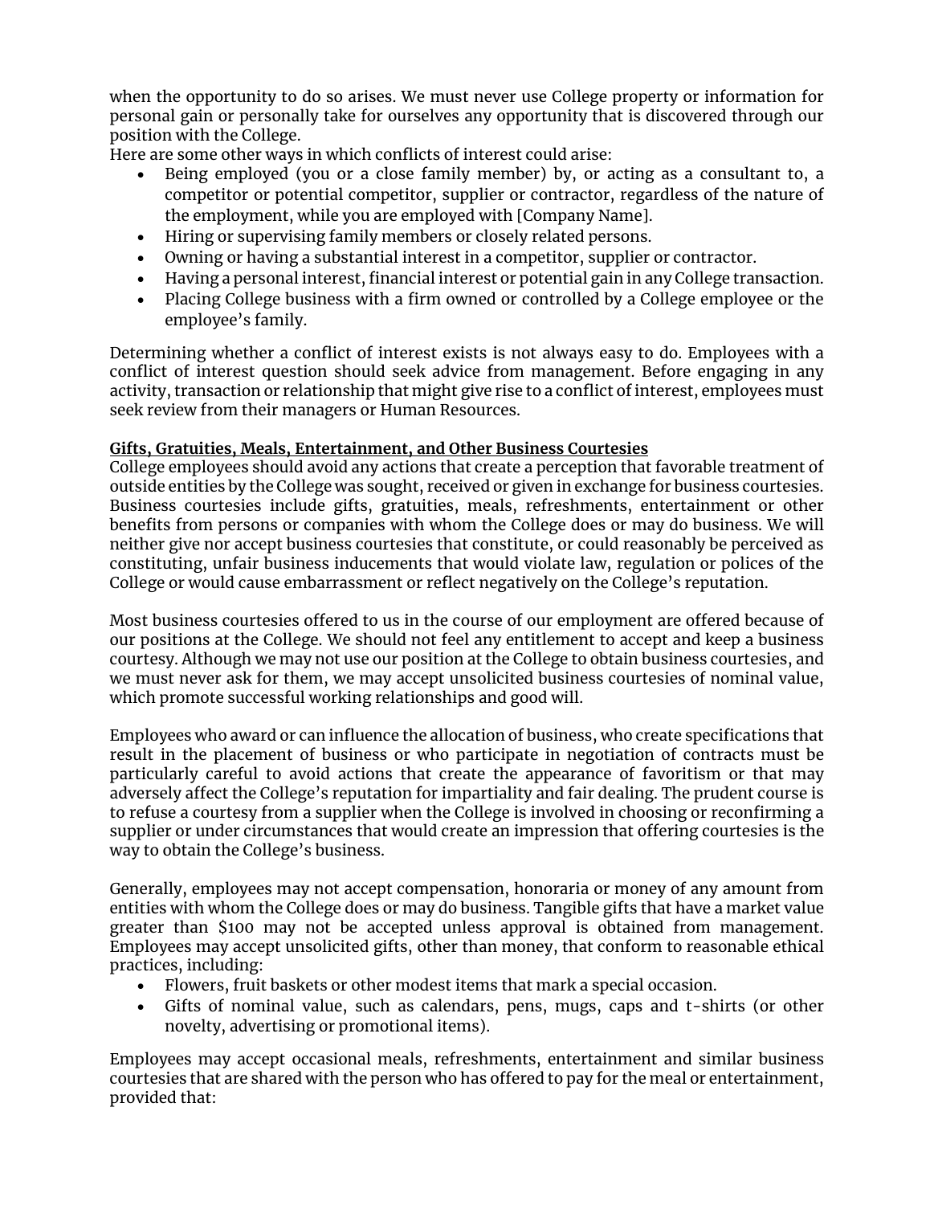when the opportunity to do so arises. We must never use College property or information for personal gain or personally take for ourselves any opportunity that is discovered through our position with the College.

Here are some other ways in which conflicts of interest could arise:

- Being employed (you or a close family member) by, or acting as a consultant to, a competitor or potential competitor, supplier or contractor, regardless of the nature of the employment, while you are employed with [Company Name].
- Hiring or supervising family members or closely related persons.
- Owning or having a substantial interest in a competitor, supplier or contractor.
- Having a personal interest, financial interest or potential gain in any College transaction.
- Placing College business with a firm owned or controlled by a College employee or the employee's family.

Determining whether a conflict of interest exists is not always easy to do. Employees with a conflict of interest question should seek advice from management. Before engaging in any activity, transaction or relationship that might give rise to a conflict of interest, employees must seek review from their managers or Human Resources.

**Gifts, Gratuities, Meals, Entertainment, and Other Business Courtesies**

College employees should avoid any actions that create a perception that favorable treatment of outside entities by the College was sought, received or given in exchange for business courtesies. Business courtesies include gifts, gratuities, meals, refreshments, entertainment or other benefits from persons or companies with whom the College does or may do business. We will neither give nor accept business courtesies that constitute, or could reasonably be perceived as constituting, unfair business inducements that would violate law, regulation or polices of the College or would cause embarrassment or reflect negatively on the College's reputation.

Most business courtesies offered to us in the course of our employment are offered because of our positions at the College. We should not feel any entitlement to accept and keep a business courtesy. Although we may not use our position at the College to obtain business courtesies, and we must never ask for them, we may accept unsolicited business courtesies of nominal value, which promote successful working relationships and good will.

Employees who award or can influence the allocation of business, who create specifications that result in the placement of business or who participate in negotiation of contracts must be particularly careful to avoid actions that create the appearance of favoritism or that may adversely affect the College's reputation for impartiality and fair dealing. The prudent course is to refuse a courtesy from a supplier when the College is involved in choosing or reconfirming a supplier or under circumstances that would create an impression that offering courtesies is the way to obtain the College's business.

Generally, employees may not accept compensation, honoraria or money of any amount from entities with whom the College does or may do business. Tangible gifts that have a market value greater than $100 may not be accepted unless approval is obtained from management. Employees may accept unsolicited gifts, other than money, that conform to reasonable ethical practices, including:

- Flowers, fruit baskets or other modest items that mark a special occasion.
- Gifts of nominal value, such as calendars, pens, mugs, caps and t-shirts (or other novelty, advertising or promotional items).

Employees may accept occasional meals, refreshments, entertainment and similar business courtesies that are shared with the person who has offered to pay for the meal or entertainment, provided that: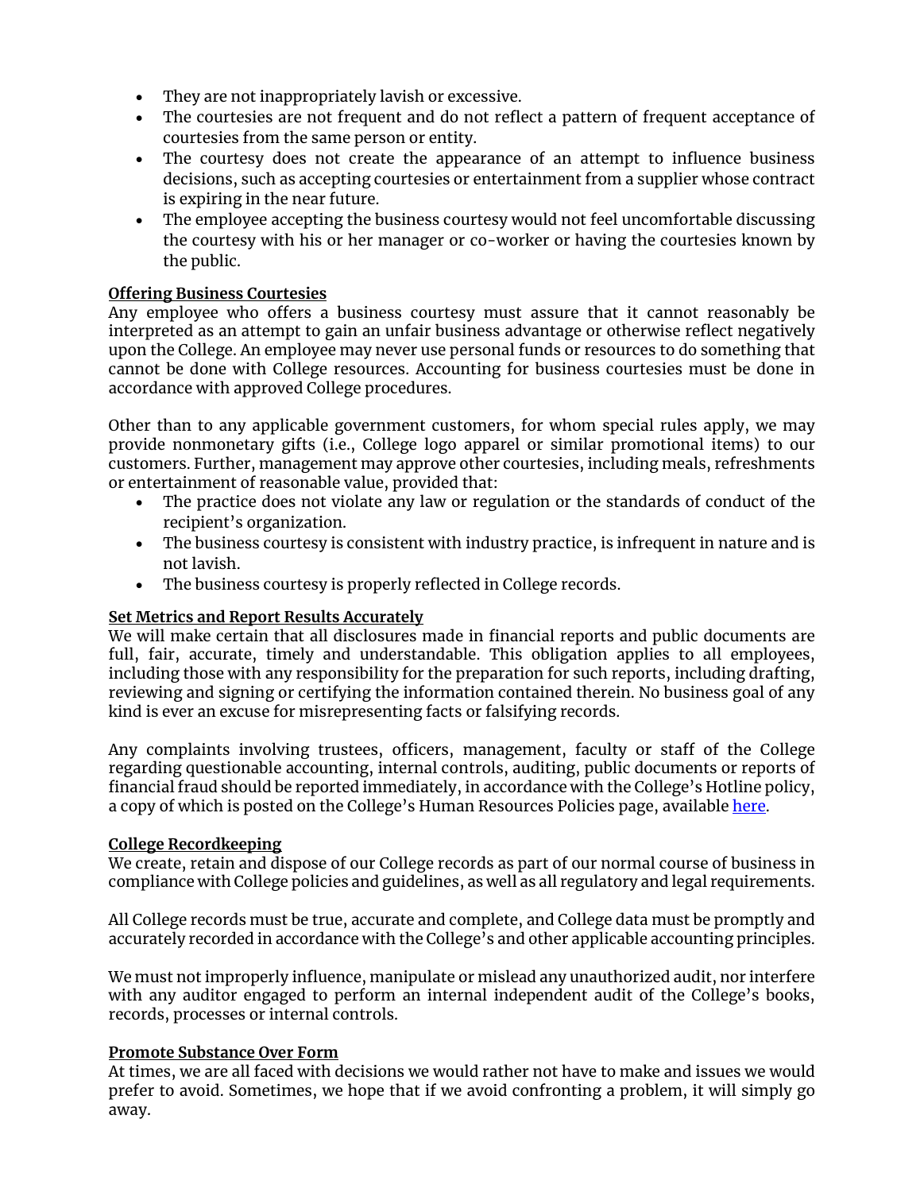- They are not inappropriately lavish or excessive.
- The courtesies are not frequent and do not reflect a pattern of frequent acceptance of courtesies from the same person or entity.
- The courtesy does not create the appearance of an attempt to influence business decisions, such as accepting courtesies or entertainment from a supplier whose contract is expiring in the near future.
- The employee accepting the business courtesy would not feel uncomfortable discussing the courtesy with his or her manager or co-worker or having the courtesies known by the public.

**Offering Business Courtesies**

Any employee who offers a business courtesy must assure that it cannot reasonably be interpreted as an attempt to gain an unfair business advantage or otherwise reflect negatively upon the College. An employee may never use personal funds or resources to do something that cannot be done with College resources. Accounting for business courtesies must be done in accordance with approved College procedures.

Other than to any applicable government customers, for whom special rules apply, we may provide nonmonetary gifts (i.e., College logo apparel or similar promotional items) to our customers. Further, management may approve other courtesies, including meals, refreshments or entertainment of reasonable value, provided that:

- The practice does not violate any law or regulation or the standards of conduct of the recipient's organization.
- The business courtesy is consistent with industry practice, is infrequent in nature and is not lavish.
- The business courtesy is properly reflected in College records.

**Set Metrics and Report Results Accurately**

We will make certain that all disclosures made in financial reports and public documents are full, fair, accurate, timely and understandable. This obligation applies to all employees, including those with any responsibility for the preparation for such reports, including drafting, reviewing and signing or certifying the information contained therein. No business goal of any kind is ever an excuse for misrepresenting facts or falsifying records.

Any complaints involving trustees, officers, management, faculty or staff of the College regarding questionable accounting, internal controls, auditing, public documents or reports of financial fraud should be reported immediately, in accordance with the College's Hotline policy, a copy of which is posted on the College's Human Resources Policies page, available here.

**College Recordkeeping**

We create, retain and dispose of our College records as part of our normal course of business in compliance with College policies and guidelines, as well as all regulatory and legal requirements.

All College records must be true, accurate and complete, and College data must be promptly and accurately recorded in accordance with the College's and other applicable accounting principles.

We must not improperly influence, manipulate or mislead any unauthorized audit, nor interfere with any auditor engaged to perform an internal independent audit of the College's books, records, processes or internal controls.

**Promote Substance Over Form**

At times, we are all faced with decisions we would rather not have to make and issues we would prefer to avoid. Sometimes, we hope that if we avoid confronting a problem, it will simply go away.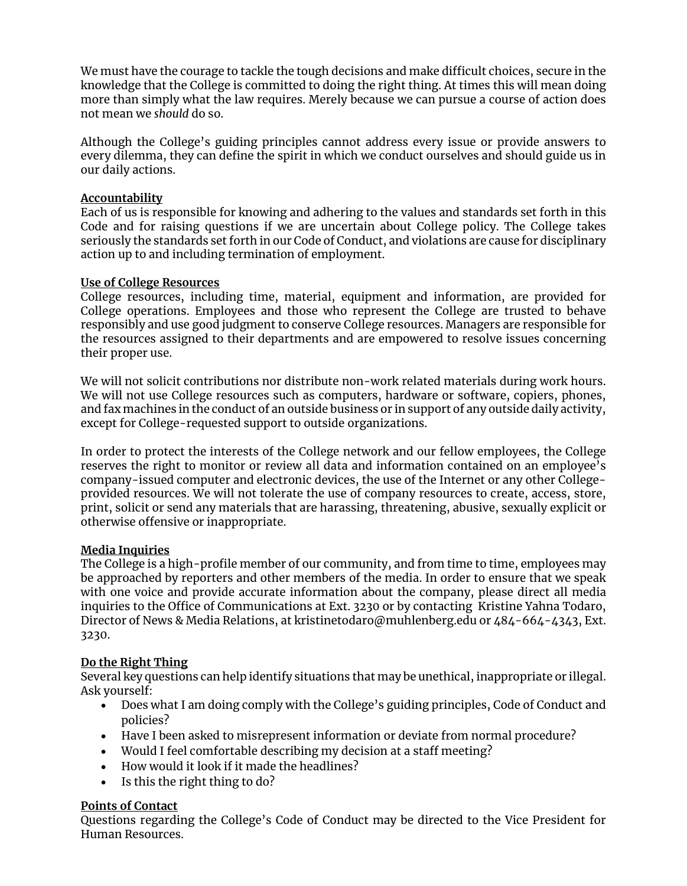We must have the courage to tackle the tough decisions and make difficult choices, secure in the knowledge that the College is committed to doing the right thing. At times this will mean doing more than simply what the law requires. Merely because we can pursue a course of action does not mean we *should* do so.

Although the College's guiding principles cannot address every issue or provide answers to every dilemma, they can define the spirit in which we conduct ourselves and should guide us in our daily actions.

**Accountability**

Each of us is responsible for knowing and adhering to the values and standards set forth in this Code and for raising questions if we are uncertain about College policy. The College takes seriously the standards set forth in our Code of Conduct, and violations are cause for disciplinary action up to and including termination of employment.

**Use of College Resources**

College resources, including time, material, equipment and information, are provided for College operations. Employees and those who represent the College are trusted to behave responsibly and use good judgment to conserve College resources. Managers are responsible for the resources assigned to their departments and are empowered to resolve issues concerning their proper use.

We will not solicit contributions nor distribute non-work related materials during work hours. We will not use College resources such as computers, hardware or software, copiers, phones, and fax machines in the conduct of an outside business or in support of any outside daily activity, except for College-requested support to outside organizations.

In order to protect the interests of the College network and our fellow employees, the College reserves the right to monitor or review all data and information contained on an employee's company-issued computer and electronic devices, the use of the Internet or any other College-provided resources. We will not tolerate the use of company resources to create, access, store, print, solicit or send any materials that are harassing, threatening, abusive, sexually explicit or otherwise offensive or inappropriate.

**Media Inquiries**

The College is a high-profile member of our community, and from time to time, employees may be approached by reporters and other members of the media. In order to ensure that we speak with one voice and provide accurate information about the company, please direct all media inquiries to the Office of Communications at Ext. 3230 or by contacting Kristine Yahna Todaro, Director of News & Media Relations, at kristinetodaro@muhlenberg.edu or 484-664-4343, Ext. 3230.

**Do the Right Thing**

Several key questions can help identify situations that may be unethical, inappropriate or illegal. Ask yourself:

- Does what I am doing comply with the College's guiding principles, Code of Conduct and policies?
- Have I been asked to misrepresent information or deviate from normal procedure?
- Would I feel comfortable describing my decision at a staff meeting?
- How would it look if it made the headlines?
- Is this the right thing to do?

**Points of Contact**

Questions regarding the College's Code of Conduct may be directed to the Vice President for Human Resources.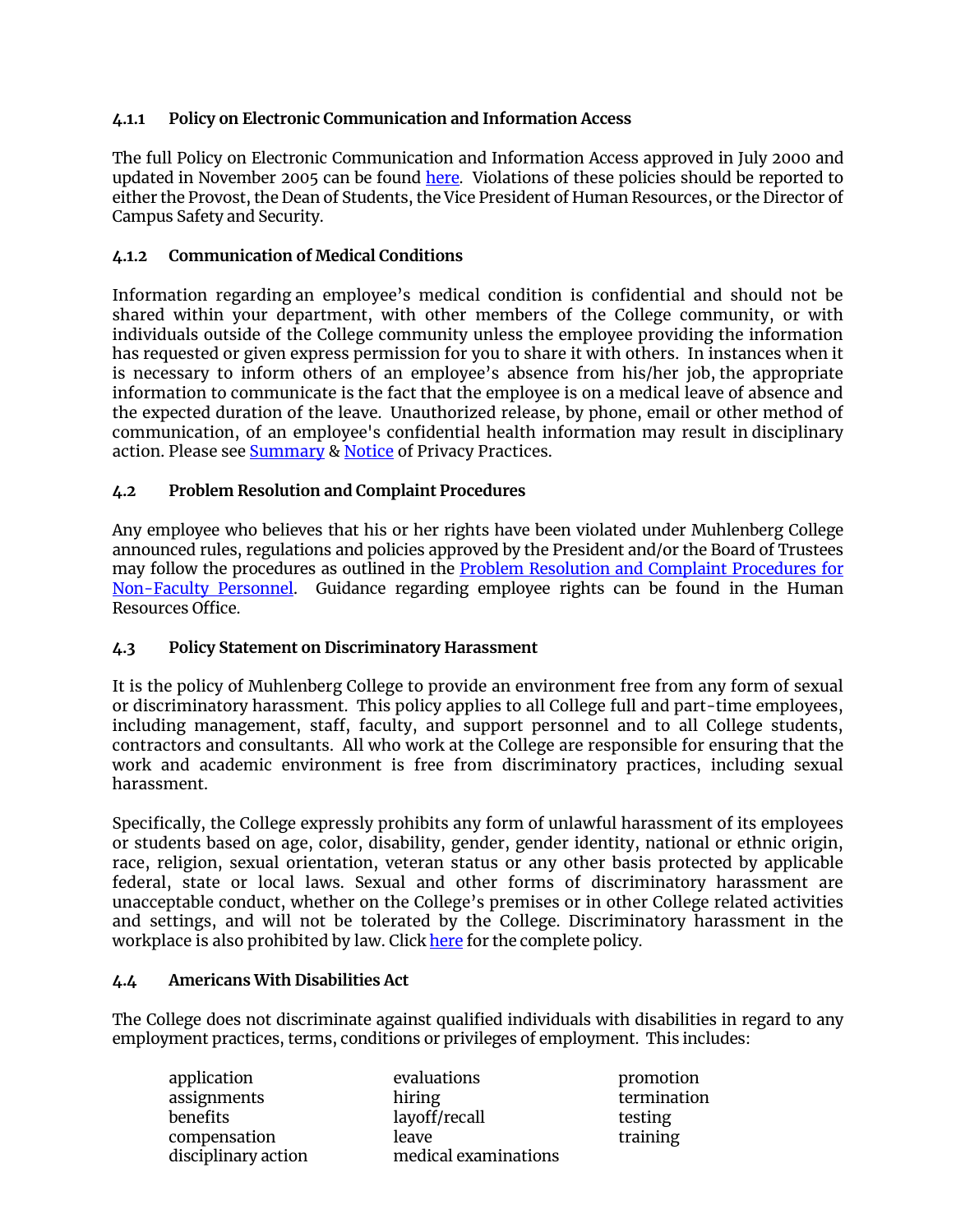### 4.1.1 Policy on Electronic Communication and Information Access

The full Policy on Electronic Communication and Information Access approved in July 2000 and updated in November 2005 can be found here. Violations of these policies should be reported to either the Provost, the Dean of Students, the Vice President of Human Resources, or the Director of Campus Safety and Security.

### 4.1.2 Communication of Medical Conditions

Information regarding an employee's medical condition is confidential and should not be shared within your department, with other members of the College community, or with individuals outside of the College community unless the employee providing the information has requested or given express permission for you to share it with others. In instances when it is necessary to inform others of an employee's absence from his/her job, the appropriate information to communicate is the fact that the employee is on a medical leave of absence and the expected duration of the leave. Unauthorized release, by phone, email or other method of communication, of an employee's confidential health information may result in disciplinary action. Please see Summary & Notice of Privacy Practices.

## 4.2 Problem Resolution and Complaint Procedures

Any employee who believes that his or her rights have been violated under Muhlenberg College announced rules, regulations and policies approved by the President and/or the Board of Trustees may follow the procedures as outlined in the Problem Resolution and Complaint Procedures for Non-Faculty Personnel. Guidance regarding employee rights can be found in the Human Resources Office.

## 4.3 Policy Statement on Discriminatory Harassment

It is the policy of Muhlenberg College to provide an environment free from any form of sexual or discriminatory harassment. This policy applies to all College full and part-time employees, including management, staff, faculty, and support personnel and to all College students, contractors and consultants. All who work at the College are responsible for ensuring that the work and academic environment is free from discriminatory practices, including sexual harassment.

Specifically, the College expressly prohibits any form of unlawful harassment of its employees or students based on age, color, disability, gender, gender identity, national or ethnic origin, race, religion, sexual orientation, veteran status or any other basis protected by applicable federal, state or local laws. Sexual and other forms of discriminatory harassment are unacceptable conduct, whether on the College's premises or in other College related activities and settings, and will not be tolerated by the College. Discriminatory harassment in the workplace is also prohibited by law. Click here for the complete policy.

## 4.4 Americans With Disabilities Act

The College does not discriminate against qualified individuals with disabilities in regard to any employment practices, terms, conditions or privileges of employment. This includes:

- application
- assignments
- benefits
- compensation
- disciplinary action
- evaluations
- hiring
- layoff/recall
- leave
- medical examinations
- promotion
- termination
- testing
- training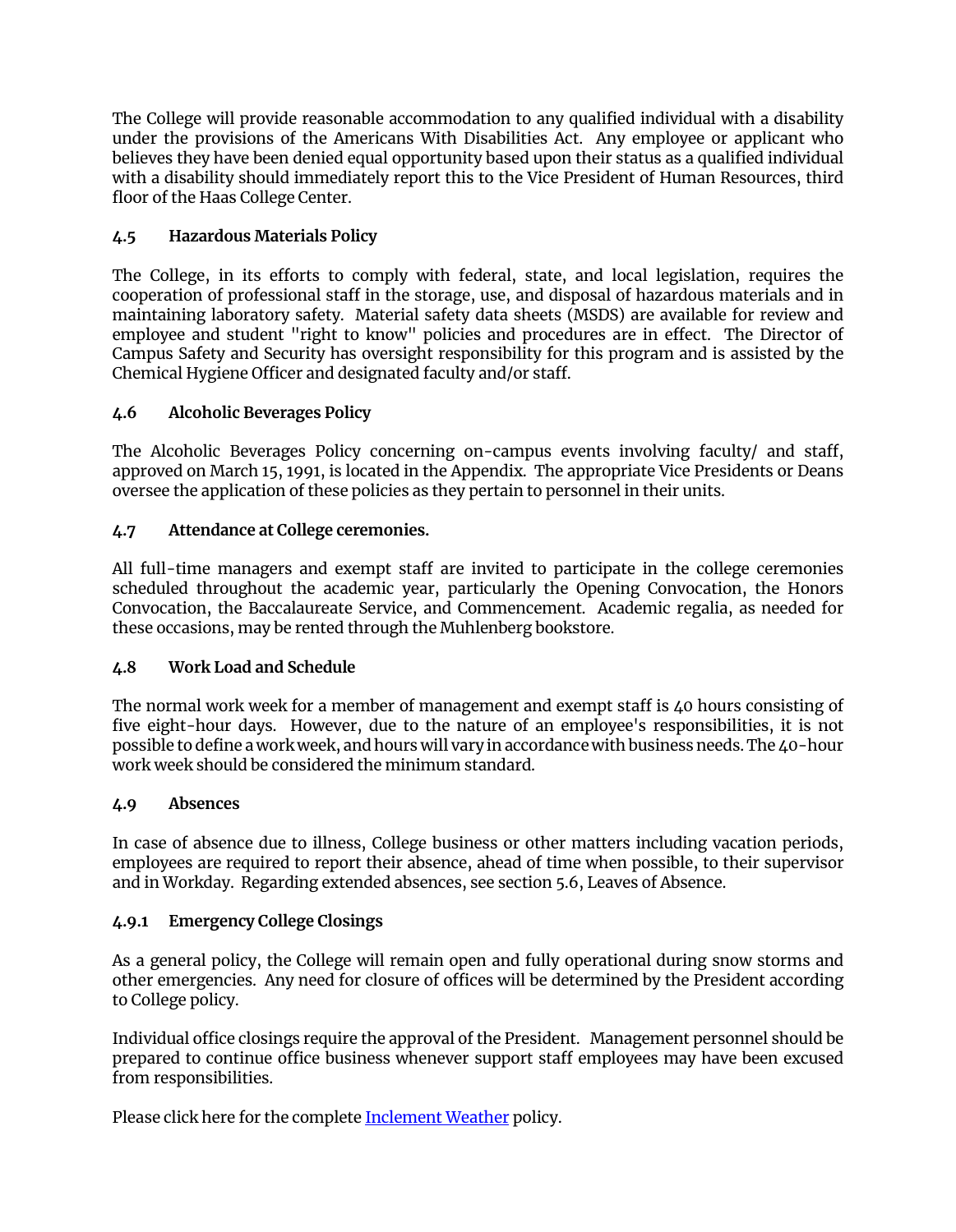The College will provide reasonable accommodation to any qualified individual with a disability under the provisions of the Americans With Disabilities Act. Any employee or applicant who believes they have been denied equal opportunity based upon their status as a qualified individual with a disability should immediately report this to the Vice President of Human Resources, third floor of the Haas College Center.

### 4.5 Hazardous Materials Policy

The College, in its efforts to comply with federal, state, and local legislation, requires the cooperation of professional staff in the storage, use, and disposal of hazardous materials and in maintaining laboratory safety. Material safety data sheets (MSDS) are available for review and employee and student "right to know" policies and procedures are in effect. The Director of Campus Safety and Security has oversight responsibility for this program and is assisted by the Chemical Hygiene Officer and designated faculty and/or staff.

### 4.6 Alcoholic Beverages Policy

The Alcoholic Beverages Policy concerning on-campus events involving faculty/ and staff, approved on March 15, 1991, is located in the Appendix. The appropriate Vice Presidents or Deans oversee the application of these policies as they pertain to personnel in their units.

### 4.7 Attendance at College ceremonies.

All full-time managers and exempt staff are invited to participate in the college ceremonies scheduled throughout the academic year, particularly the Opening Convocation, the Honors Convocation, the Baccalaureate Service, and Commencement. Academic regalia, as needed for these occasions, may be rented through the Muhlenberg bookstore.

### 4.8 Work Load and Schedule

The normal work week for a member of management and exempt staff is 40 hours consisting of five eight-hour days. However, due to the nature of an employee's responsibilities, it is not possible to define a work week, and hours will vary in accordance with business needs. The 40-hour work week should be considered the minimum standard.

### 4.9 Absences

In case of absence due to illness, College business or other matters including vacation periods, employees are required to report their absence, ahead of time when possible, to their supervisor and in Workday. Regarding extended absences, see section 5.6, Leaves of Absence.

#### 4.9.1 Emergency College Closings

As a general policy, the College will remain open and fully operational during snow storms and other emergencies. Any need for closure of offices will be determined by the President according to College policy.

Individual office closings require the approval of the President. Management personnel should be prepared to continue office business whenever support staff employees may have been excused from responsibilities.

Please click here for the complete Inclement Weather policy.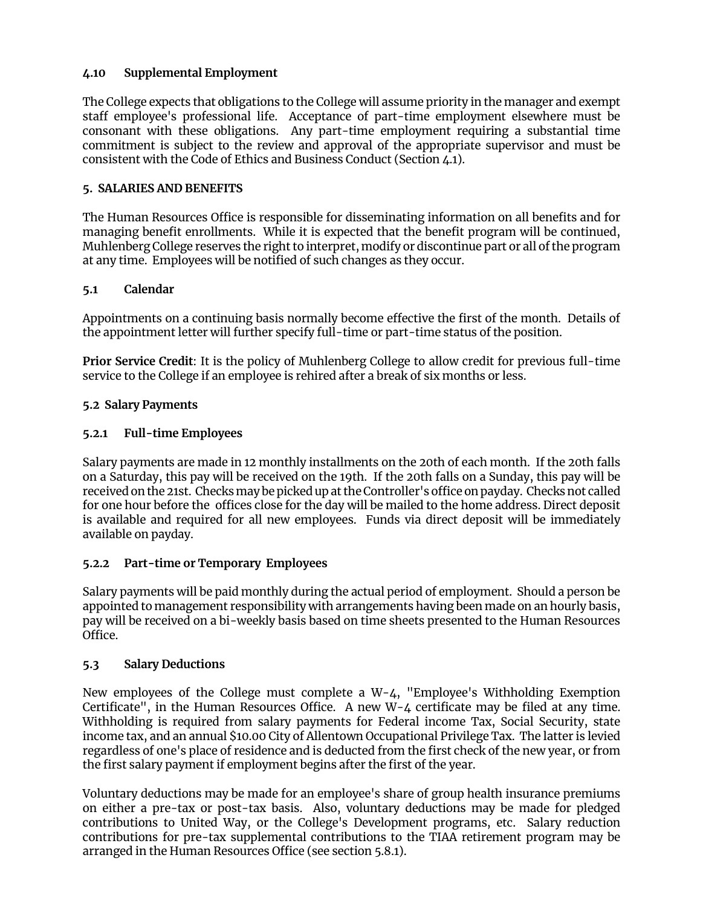### 4.10 Supplemental Employment

The College expects that obligations to the College will assume priority in the manager and exempt staff employee's professional life. Acceptance of part-time employment elsewhere must be consonant with these obligations. Any part-time employment requiring a substantial time commitment is subject to the review and approval of the appropriate supervisor and must be consistent with the Code of Ethics and Business Conduct (Section 4.1).

## 5. SALARIES AND BENEFITS

The Human Resources Office is responsible for disseminating information on all benefits and for managing benefit enrollments. While it is expected that the benefit program will be continued, Muhlenberg College reserves the right to interpret, modify or discontinue part or all of the program at any time. Employees will be notified of such changes as they occur.

### 5.1 Calendar

Appointments on a continuing basis normally become effective the first of the month. Details of the appointment letter will further specify full-time or part-time status of the position.

**Prior Service Credit**: It is the policy of Muhlenberg College to allow credit for previous full-time service to the College if an employee is rehired after a break of six months or less.

### 5.2 Salary Payments

#### 5.2.1 Full-time Employees

Salary payments are made in 12 monthly installments on the 20th of each month. If the 20th falls on a Saturday, this pay will be received on the 19th. If the 20th falls on a Sunday, this pay will be received on the 21st. Checks may be picked up at the Controller's office on payday. Checks not called for one hour before the offices close for the day will be mailed to the home address. Direct deposit is available and required for all new employees. Funds via direct deposit will be immediately available on payday.

#### 5.2.2 Part-time or Temporary Employees

Salary payments will be paid monthly during the actual period of employment. Should a person be appointed to management responsibility with arrangements having been made on an hourly basis, pay will be received on a bi-weekly basis based on time sheets presented to the Human Resources Office.

### 5.3 Salary Deductions

New employees of the College must complete a W-4, "Employee's Withholding Exemption Certificate", in the Human Resources Office. A new W-4 certificate may be filed at any time. Withholding is required from salary payments for Federal income Tax, Social Security, state income tax, and an annual $10.00 City of Allentown Occupational Privilege Tax. The latter is levied regardless of one's place of residence and is deducted from the first check of the new year, or from the first salary payment if employment begins after the first of the year.

Voluntary deductions may be made for an employee's share of group health insurance premiums on either a pre-tax or post-tax basis. Also, voluntary deductions may be made for pledged contributions to United Way, or the College's Development programs, etc. Salary reduction contributions for pre-tax supplemental contributions to the TIAA retirement program may be arranged in the Human Resources Office (see section 5.8.1).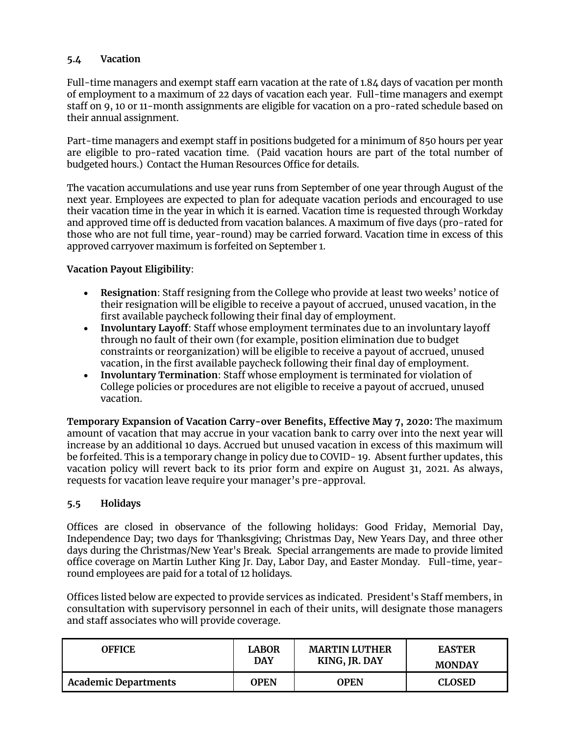### 5.4 Vacation

Full-time managers and exempt staff earn vacation at the rate of 1.84 days of vacation per month of employment to a maximum of 22 days of vacation each year. Full-time managers and exempt staff on 9, 10 or 11-month assignments are eligible for vacation on a pro-rated schedule based on their annual assignment.

Part-time managers and exempt staff in positions budgeted for a minimum of 850 hours per year are eligible to pro-rated vacation time. (Paid vacation hours are part of the total number of budgeted hours.) Contact the Human Resources Office for details.

The vacation accumulations and use year runs from September of one year through August of the next year. Employees are expected to plan for adequate vacation periods and encouraged to use their vacation time in the year in which it is earned. Vacation time is requested through Workday and approved time off is deducted from vacation balances. A maximum of five days (pro-rated for those who are not full time, year-round) may be carried forward. Vacation time in excess of this approved carryover maximum is forfeited on September 1.

**Vacation Payout Eligibility**:

- **Resignation**: Staff resigning from the College who provide at least two weeks' notice of their resignation will be eligible to receive a payout of accrued, unused vacation, in the first available paycheck following their final day of employment.
- **Involuntary Layoff**: Staff whose employment terminates due to an involuntary layoff through no fault of their own (for example, position elimination due to budget constraints or reorganization) will be eligible to receive a payout of accrued, unused vacation, in the first available paycheck following their final day of employment.
- **Involuntary Termination**: Staff whose employment is terminated for violation of College policies or procedures are not eligible to receive a payout of accrued, unused vacation.

**Temporary Expansion of Vacation Carry-over Benefits, Effective May 7, 2020:** The maximum amount of vacation that may accrue in your vacation bank to carry over into the next year will increase by an additional 10 days. Accrued but unused vacation in excess of this maximum will be forfeited. This is a temporary change in policy due to COVID- 19. Absent further updates, this vacation policy will revert back to its prior form and expire on August 31, 2021. As always, requests for vacation leave require your manager's pre-approval.

### 5.5 Holidays

Offices are closed in observance of the following holidays: Good Friday, Memorial Day, Independence Day; two days for Thanksgiving; Christmas Day, New Years Day, and three other days during the Christmas/New Year's Break. Special arrangements are made to provide limited office coverage on Martin Luther King Jr. Day, Labor Day, and Easter Monday. Full-time, year-round employees are paid for a total of 12 holidays.

Offices listed below are expected to provide services as indicated. President's Staff members, in consultation with supervisory personnel in each of their units, will designate those managers and staff associates who will provide coverage.

| OFFICE | LABOR DAY | MARTIN LUTHER KING, JR. DAY | EASTER MONDAY |
|---|---|---|---|
| Academic Departments | OPEN | OPEN | CLOSED |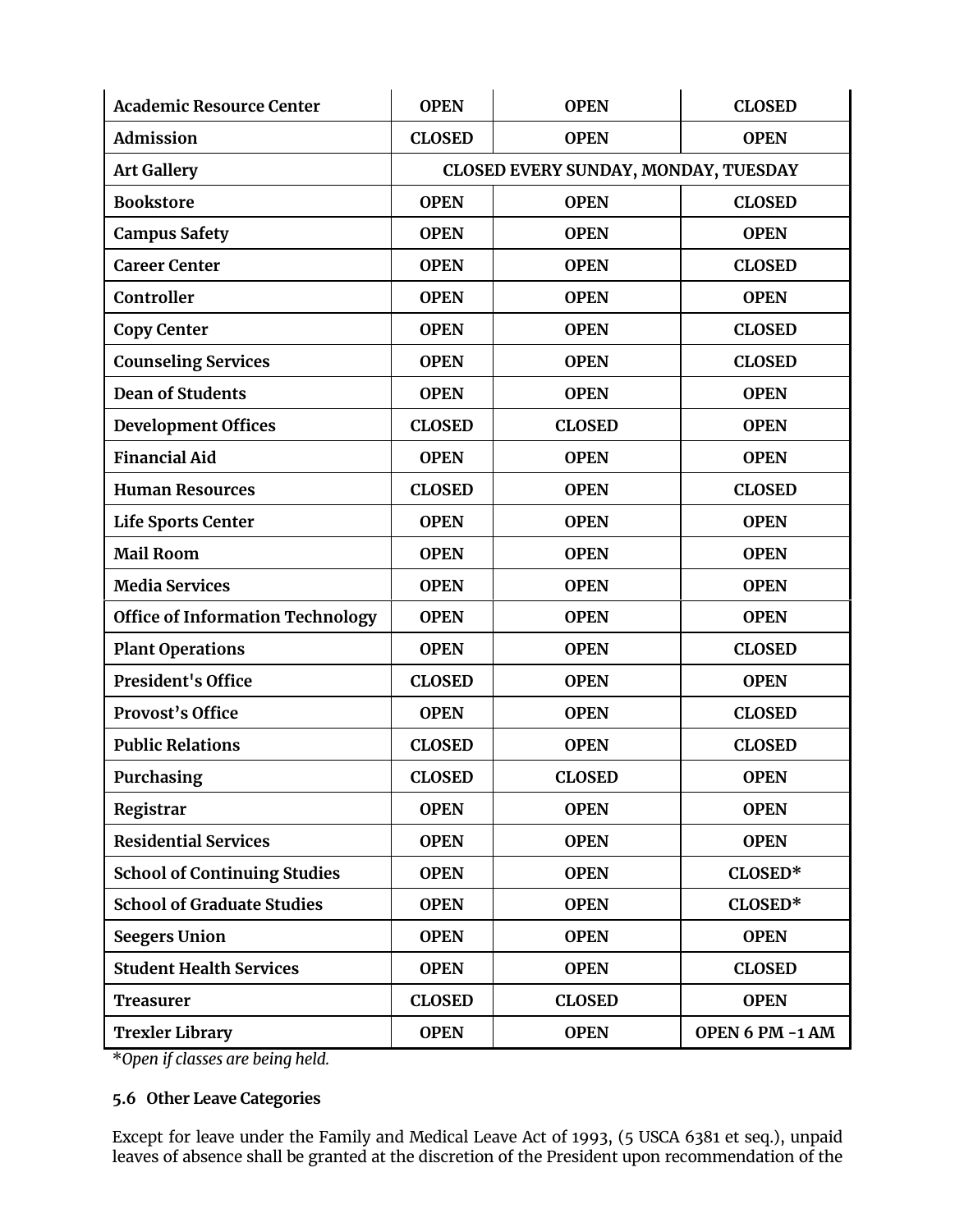| | | | |
|---|---|---|---|
| **Academic Resource Center** | **OPEN** | **OPEN** | **CLOSED** |
| **Admission** | **CLOSED** | **OPEN** | **OPEN** |
| **Art Gallery** | **CLOSED EVERY SUNDAY, MONDAY, TUESDAY** | | |
| **Bookstore** | **OPEN** | **OPEN** | **CLOSED** |
| **Campus Safety** | **OPEN** | **OPEN** | **OPEN** |
| **Career Center** | **OPEN** | **OPEN** | **CLOSED** |
| **Controller** | **OPEN** | **OPEN** | **OPEN** |
| **Copy Center** | **OPEN** | **OPEN** | **CLOSED** |
| **Counseling Services** | **OPEN** | **OPEN** | **CLOSED** |
| **Dean of Students** | **OPEN** | **OPEN** | **OPEN** |
| **Development Offices** | **CLOSED** | **CLOSED** | **OPEN** |
| **Financial Aid** | **OPEN** | **OPEN** | **OPEN** |
| **Human Resources** | **CLOSED** | **OPEN** | **CLOSED** |
| **Life Sports Center** | **OPEN** | **OPEN** | **OPEN** |
| **Mail Room** | **OPEN** | **OPEN** | **OPEN** |
| **Media Services** | **OPEN** | **OPEN** | **OPEN** |
| **Office of Information Technology** | **OPEN** | **OPEN** | **OPEN** |
| **Plant Operations** | **OPEN** | **OPEN** | **CLOSED** |
| **President's Office** | **CLOSED** | **OPEN** | **OPEN** |
| **Provost's Office** | **OPEN** | **OPEN** | **CLOSED** |
| **Public Relations** | **CLOSED** | **OPEN** | **CLOSED** |
| **Purchasing** | **CLOSED** | **CLOSED** | **OPEN** |
| **Registrar** | **OPEN** | **OPEN** | **OPEN** |
| **Residential Services** | **OPEN** | **OPEN** | **OPEN** |
| **School of Continuing Studies** | **OPEN** | **OPEN** | **CLOSED*** |
| **School of Graduate Studies** | **OPEN** | **OPEN** | **CLOSED*** |
| **Seegers Union** | **OPEN** | **OPEN** | **OPEN** |
| **Student Health Services** | **OPEN** | **OPEN** | **CLOSED** |
| **Treasurer** | **CLOSED** | **CLOSED** | **OPEN** |
| **Trexler Library** | **OPEN** | **OPEN** | **OPEN 6 PM -1 AM** |

*\*Open if classes are being held.*

### 5.6 Other Leave Categories

Except for leave under the Family and Medical Leave Act of 1993, (5 USCA 6381 et seq.), unpaid leaves of absence shall be granted at the discretion of the President upon recommendation of the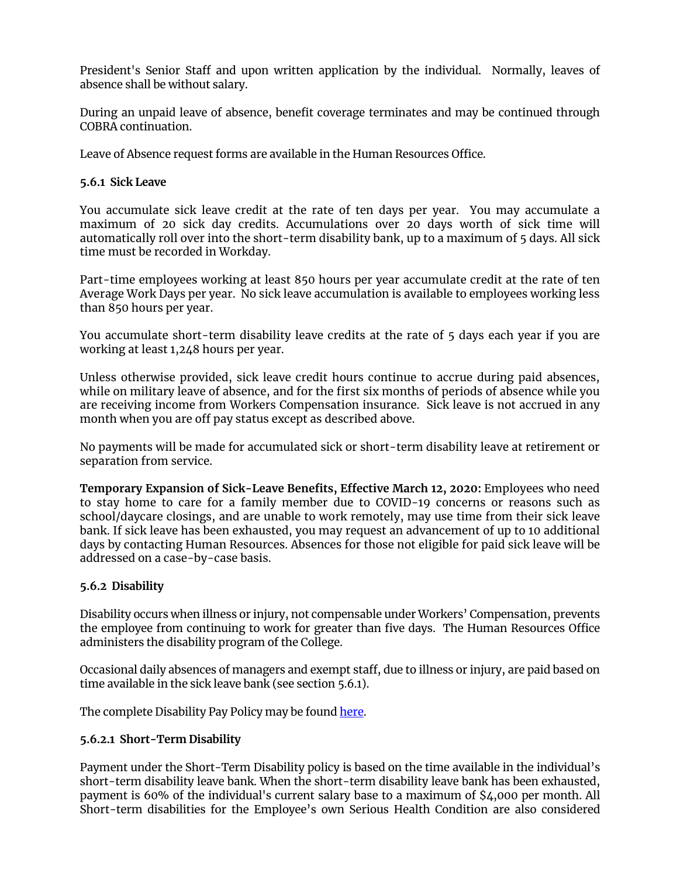President's Senior Staff and upon written application by the individual. Normally, leaves of absence shall be without salary.

During an unpaid leave of absence, benefit coverage terminates and may be continued through COBRA continuation.

Leave of Absence request forms are available in the Human Resources Office.

**5.6.1 Sick Leave**

You accumulate sick leave credit at the rate of ten days per year. You may accumulate a maximum of 20 sick day credits. Accumulations over 20 days worth of sick time will automatically roll over into the short-term disability bank, up to a maximum of 5 days. All sick time must be recorded in Workday.

Part-time employees working at least 850 hours per year accumulate credit at the rate of ten Average Work Days per year. No sick leave accumulation is available to employees working less than 850 hours per year.

You accumulate short-term disability leave credits at the rate of 5 days each year if you are working at least 1,248 hours per year.

Unless otherwise provided, sick leave credit hours continue to accrue during paid absences, while on military leave of absence, and for the first six months of periods of absence while you are receiving income from Workers Compensation insurance. Sick leave is not accrued in any month when you are off pay status except as described above.

No payments will be made for accumulated sick or short-term disability leave at retirement or separation from service.

**Temporary Expansion of Sick-Leave Benefits, Effective March 12, 2020:** Employees who need to stay home to care for a family member due to COVID-19 concerns or reasons such as school/daycare closings, and are unable to work remotely, may use time from their sick leave bank. If sick leave has been exhausted, you may request an advancement of up to 10 additional days by contacting Human Resources. Absences for those not eligible for paid sick leave will be addressed on a case-by-case basis.

**5.6.2 Disability**

Disability occurs when illness or injury, not compensable under Workers' Compensation, prevents the employee from continuing to work for greater than five days. The Human Resources Office administers the disability program of the College.

Occasional daily absences of managers and exempt staff, due to illness or injury, are paid based on time available in the sick leave bank (see section 5.6.1).

The complete Disability Pay Policy may be found [here](here).

**5.6.2.1 Short-Term Disability**

Payment under the Short-Term Disability policy is based on the time available in the individual's short-term disability leave bank. When the short-term disability leave bank has been exhausted, payment is 60% of the individual's current salary base to a maximum of $4,000 per month. All Short-term disabilities for the Employee's own Serious Health Condition are also considered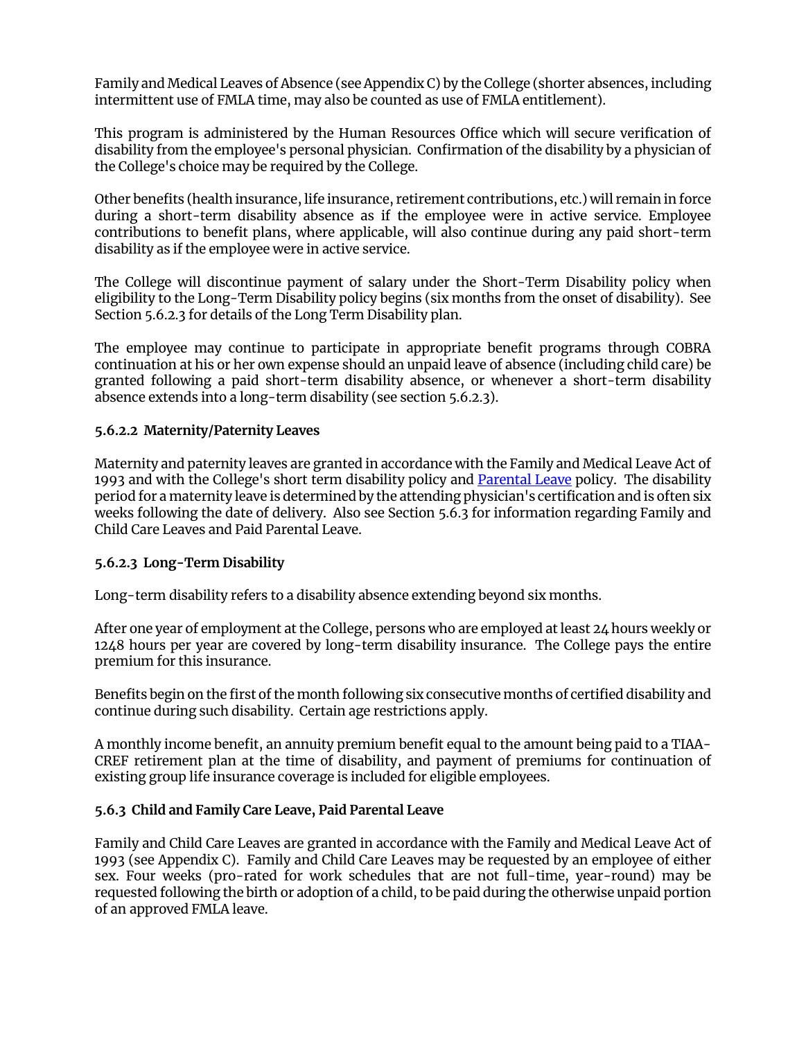Family and Medical Leaves of Absence (see Appendix C) by the College (shorter absences, including intermittent use of FMLA time, may also be counted as use of FMLA entitlement).

This program is administered by the Human Resources Office which will secure verification of disability from the employee's personal physician. Confirmation of the disability by a physician of the College's choice may be required by the College.

Other benefits (health insurance, life insurance, retirement contributions, etc.) will remain in force during a short-term disability absence as if the employee were in active service. Employee contributions to benefit plans, where applicable, will also continue during any paid short-term disability as if the employee were in active service.

The College will discontinue payment of salary under the Short-Term Disability policy when eligibility to the Long-Term Disability policy begins (six months from the onset of disability). See Section 5.6.2.3 for details of the Long Term Disability plan.

The employee may continue to participate in appropriate benefit programs through COBRA continuation at his or her own expense should an unpaid leave of absence (including child care) be granted following a paid short-term disability absence, or whenever a short-term disability absence extends into a long-term disability (see section 5.6.2.3).

#### 5.6.2.2 Maternity/Paternity Leaves

Maternity and paternity leaves are granted in accordance with the Family and Medical Leave Act of 1993 and with the College's short term disability policy and [Parental Leave] policy. The disability period for a maternity leave is determined by the attending physician's certification and is often six weeks following the date of delivery. Also see Section 5.6.3 for information regarding Family and Child Care Leaves and Paid Parental Leave.

#### 5.6.2.3 Long-Term Disability

Long-term disability refers to a disability absence extending beyond six months.

After one year of employment at the College, persons who are employed at least 24 hours weekly or 1248 hours per year are covered by long-term disability insurance. The College pays the entire premium for this insurance.

Benefits begin on the first of the month following six consecutive months of certified disability and continue during such disability. Certain age restrictions apply.

A monthly income benefit, an annuity premium benefit equal to the amount being paid to a TIAA-CREF retirement plan at the time of disability, and payment of premiums for continuation of existing group life insurance coverage is included for eligible employees.

### 5.6.3 Child and Family Care Leave, Paid Parental Leave

Family and Child Care Leaves are granted in accordance with the Family and Medical Leave Act of 1993 (see Appendix C). Family and Child Care Leaves may be requested by an employee of either sex. Four weeks (pro-rated for work schedules that are not full-time, year-round) may be requested following the birth or adoption of a child, to be paid during the otherwise unpaid portion of an approved FMLA leave.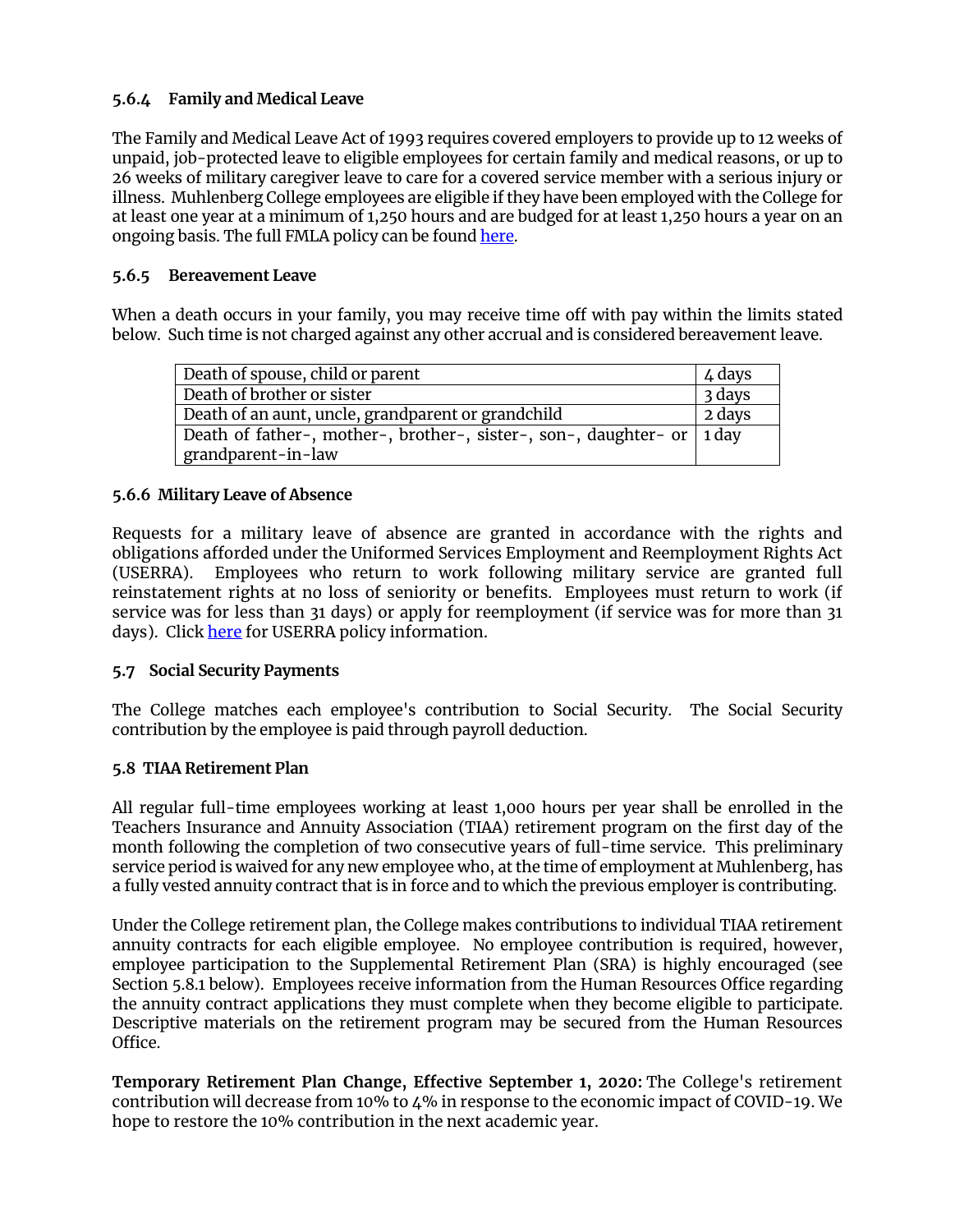#### 5.6.4 Family and Medical Leave

The Family and Medical Leave Act of 1993 requires covered employers to provide up to 12 weeks of unpaid, job-protected leave to eligible employees for certain family and medical reasons, or up to 26 weeks of military caregiver leave to care for a covered service member with a serious injury or illness. Muhlenberg College employees are eligible if they have been employed with the College for at least one year at a minimum of 1,250 hours and are budged for at least 1,250 hours a year on an ongoing basis. The full FMLA policy can be found here.

#### 5.6.5 Bereavement Leave

When a death occurs in your family, you may receive time off with pay within the limits stated below. Such time is not charged against any other accrual and is considered bereavement leave.

| | |
|---|---|
| Death of spouse, child or parent | 4 days |
| Death of brother or sister | 3 days |
| Death of an aunt, uncle, grandparent or grandchild | 2 days |
| Death of father-, mother-, brother-, sister-, son-, daughter- or grandparent-in-law | 1 day |

#### 5.6.6 Military Leave of Absence

Requests for a military leave of absence are granted in accordance with the rights and obligations afforded under the Uniformed Services Employment and Reemployment Rights Act (USERRA). Employees who return to work following military service are granted full reinstatement rights at no loss of seniority or benefits. Employees must return to work (if service was for less than 31 days) or apply for reemployment (if service was for more than 31 days). Click here for USERRA policy information.

### 5.7 Social Security Payments

The College matches each employee's contribution to Social Security. The Social Security contribution by the employee is paid through payroll deduction.

### 5.8 TIAA Retirement Plan

All regular full-time employees working at least 1,000 hours per year shall be enrolled in the Teachers Insurance and Annuity Association (TIAA) retirement program on the first day of the month following the completion of two consecutive years of full-time service. This preliminary service period is waived for any new employee who, at the time of employment at Muhlenberg, has a fully vested annuity contract that is in force and to which the previous employer is contributing.

Under the College retirement plan, the College makes contributions to individual TIAA retirement annuity contracts for each eligible employee. No employee contribution is required, however, employee participation to the Supplemental Retirement Plan (SRA) is highly encouraged (see Section 5.8.1 below). Employees receive information from the Human Resources Office regarding the annuity contract applications they must complete when they become eligible to participate. Descriptive materials on the retirement program may be secured from the Human Resources Office.

**Temporary Retirement Plan Change, Effective September 1, 2020:** The College's retirement contribution will decrease from 10% to 4% in response to the economic impact of COVID-19. We hope to restore the 10% contribution in the next academic year.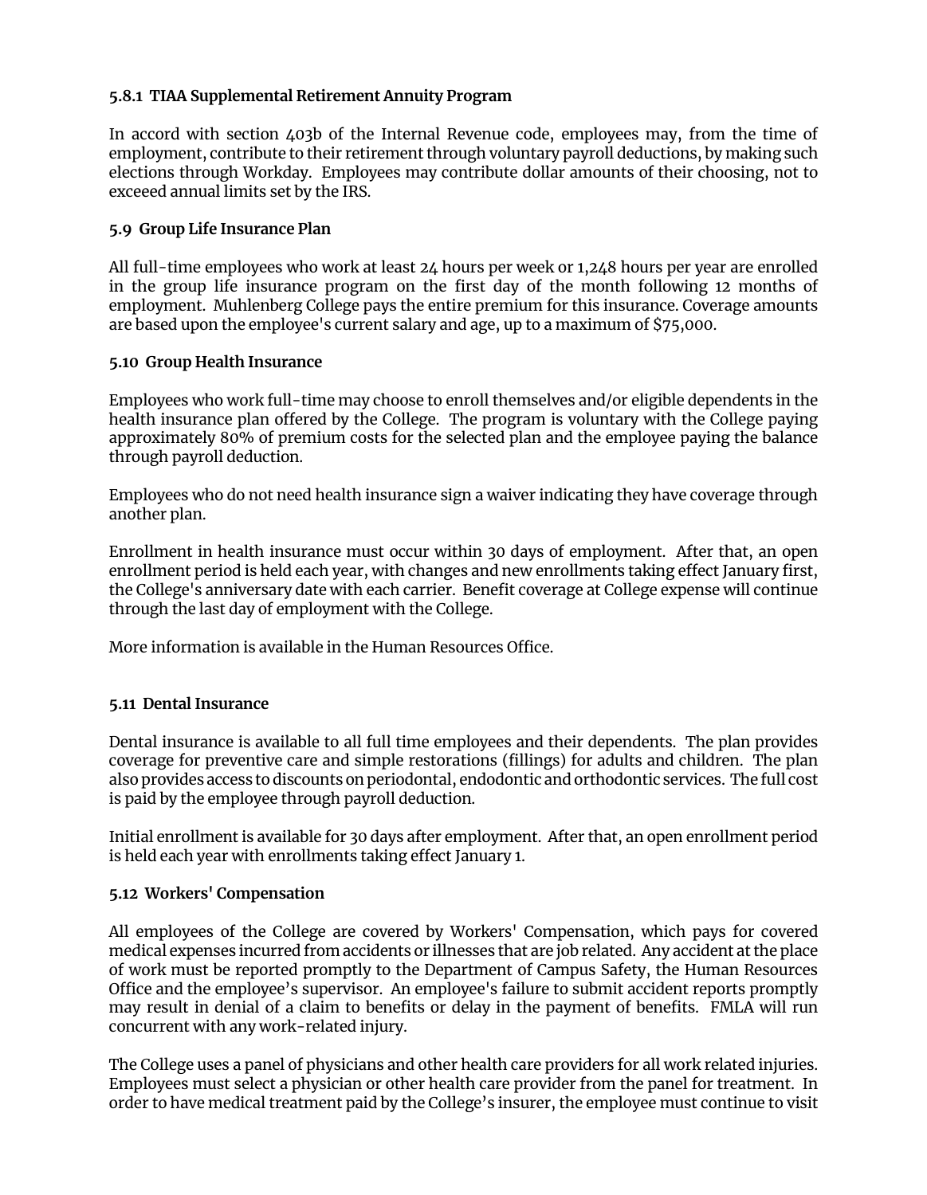#### 5.8.1 TIAA Supplemental Retirement Annuity Program

In accord with section 403b of the Internal Revenue code, employees may, from the time of employment, contribute to their retirement through voluntary payroll deductions, by making such elections through Workday. Employees may contribute dollar amounts of their choosing, not to exceeed annual limits set by the IRS.

### 5.9 Group Life Insurance Plan

All full-time employees who work at least 24 hours per week or 1,248 hours per year are enrolled in the group life insurance program on the first day of the month following 12 months of employment. Muhlenberg College pays the entire premium for this insurance. Coverage amounts are based upon the employee's current salary and age, up to a maximum of $75,000.

### 5.10 Group Health Insurance

Employees who work full-time may choose to enroll themselves and/or eligible dependents in the health insurance plan offered by the College. The program is voluntary with the College paying approximately 80% of premium costs for the selected plan and the employee paying the balance through payroll deduction.

Employees who do not need health insurance sign a waiver indicating they have coverage through another plan.

Enrollment in health insurance must occur within 30 days of employment. After that, an open enrollment period is held each year, with changes and new enrollments taking effect January first, the College's anniversary date with each carrier. Benefit coverage at College expense will continue through the last day of employment with the College.

More information is available in the Human Resources Office.

### 5.11 Dental Insurance

Dental insurance is available to all full time employees and their dependents. The plan provides coverage for preventive care and simple restorations (fillings) for adults and children. The plan also provides access to discounts on periodontal, endodontic and orthodontic services. The full cost is paid by the employee through payroll deduction.

Initial enrollment is available for 30 days after employment. After that, an open enrollment period is held each year with enrollments taking effect January 1.

### 5.12 Workers' Compensation

All employees of the College are covered by Workers' Compensation, which pays for covered medical expenses incurred from accidents or illnesses that are job related. Any accident at the place of work must be reported promptly to the Department of Campus Safety, the Human Resources Office and the employee's supervisor. An employee's failure to submit accident reports promptly may result in denial of a claim to benefits or delay in the payment of benefits. FMLA will run concurrent with any work-related injury.

The College uses a panel of physicians and other health care providers for all work related injuries. Employees must select a physician or other health care provider from the panel for treatment. In order to have medical treatment paid by the College's insurer, the employee must continue to visit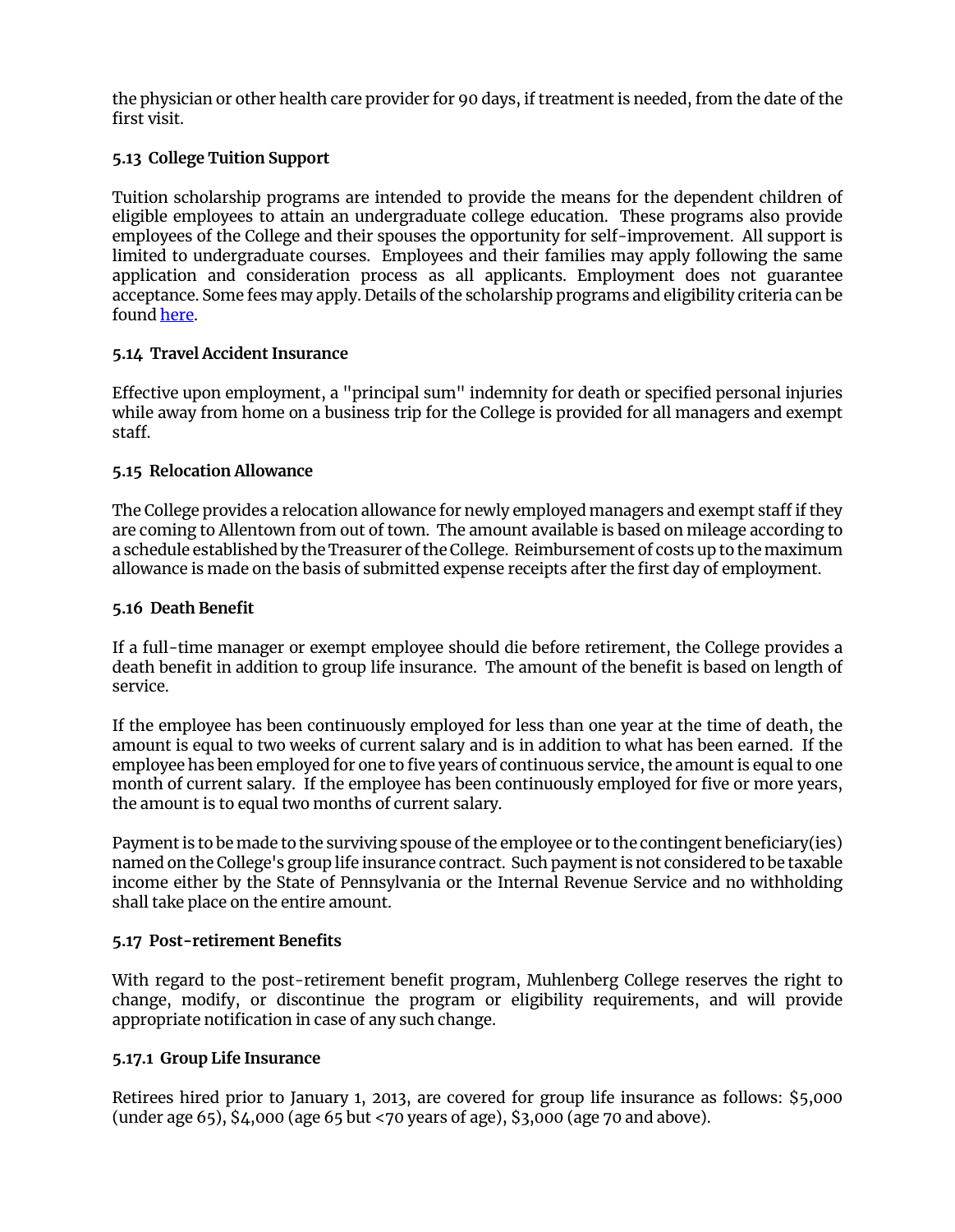the physician or other health care provider for 90 days, if treatment is needed, from the date of the first visit.

**5.13 College Tuition Support**

Tuition scholarship programs are intended to provide the means for the dependent children of eligible employees to attain an undergraduate college education. These programs also provide employees of the College and their spouses the opportunity for self-improvement. All support is limited to undergraduate courses. Employees and their families may apply following the same application and consideration process as all applicants. Employment does not guarantee acceptance. Some fees may apply. Details of the scholarship programs and eligibility criteria can be found here.

**5.14 Travel Accident Insurance**

Effective upon employment, a "principal sum" indemnity for death or specified personal injuries while away from home on a business trip for the College is provided for all managers and exempt staff.

**5.15 Relocation Allowance**

The College provides a relocation allowance for newly employed managers and exempt staff if they are coming to Allentown from out of town. The amount available is based on mileage according to a schedule established by the Treasurer of the College. Reimbursement of costs up to the maximum allowance is made on the basis of submitted expense receipts after the first day of employment.

**5.16 Death Benefit**

If a full-time manager or exempt employee should die before retirement, the College provides a death benefit in addition to group life insurance. The amount of the benefit is based on length of service.

If the employee has been continuously employed for less than one year at the time of death, the amount is equal to two weeks of current salary and is in addition to what has been earned. If the employee has been employed for one to five years of continuous service, the amount is equal to one month of current salary. If the employee has been continuously employed for five or more years, the amount is to equal two months of current salary.

Payment is to be made to the surviving spouse of the employee or to the contingent beneficiary(ies) named on the College's group life insurance contract. Such payment is not considered to be taxable income either by the State of Pennsylvania or the Internal Revenue Service and no withholding shall take place on the entire amount.

**5.17 Post-retirement Benefits**

With regard to the post-retirement benefit program, Muhlenberg College reserves the right to change, modify, or discontinue the program or eligibility requirements, and will provide appropriate notification in case of any such change.

**5.17.1 Group Life Insurance**

Retirees hired prior to January 1, 2013, are covered for group life insurance as follows: $5,000 (under age 65), $4,000 (age 65 but <70 years of age), $3,000 (age 70 and above).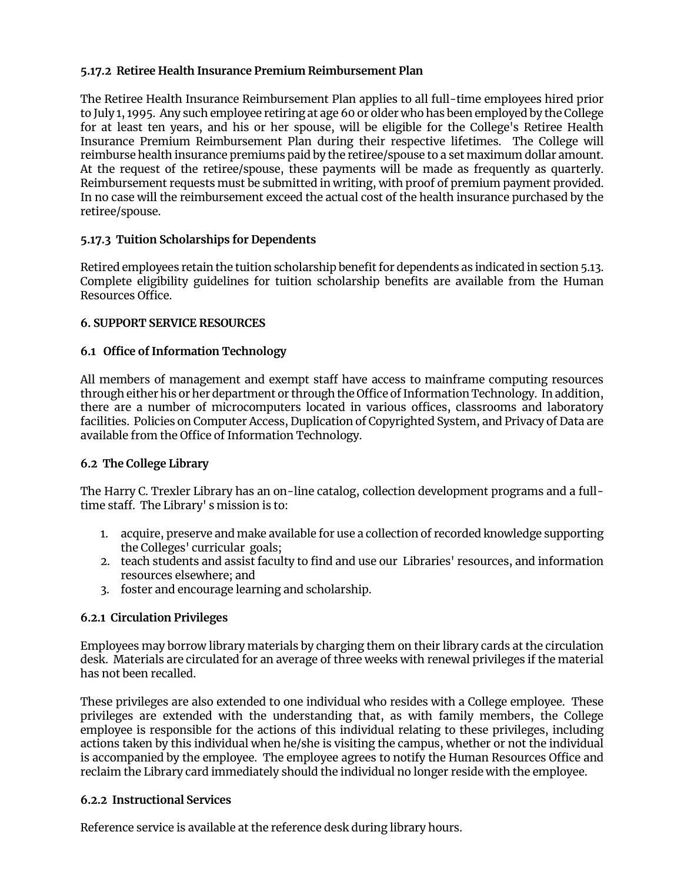### 5.17.2 Retiree Health Insurance Premium Reimbursement Plan

The Retiree Health Insurance Reimbursement Plan applies to all full-time employees hired prior to July 1, 1995. Any such employee retiring at age 60 or older who has been employed by the College for at least ten years, and his or her spouse, will be eligible for the College's Retiree Health Insurance Premium Reimbursement Plan during their respective lifetimes. The College will reimburse health insurance premiums paid by the retiree/spouse to a set maximum dollar amount. At the request of the retiree/spouse, these payments will be made as frequently as quarterly. Reimbursement requests must be submitted in writing, with proof of premium payment provided. In no case will the reimbursement exceed the actual cost of the health insurance purchased by the retiree/spouse.

### 5.17.3 Tuition Scholarships for Dependents

Retired employees retain the tuition scholarship benefit for dependents as indicated in section 5.13. Complete eligibility guidelines for tuition scholarship benefits are available from the Human Resources Office.

## 6. SUPPORT SERVICE RESOURCES

### 6.1 Office of Information Technology

All members of management and exempt staff have access to mainframe computing resources through either his or her department or through the Office of Information Technology. In addition, there are a number of microcomputers located in various offices, classrooms and laboratory facilities. Policies on Computer Access, Duplication of Copyrighted System, and Privacy of Data are available from the Office of Information Technology.

### 6.2 The College Library

The Harry C. Trexler Library has an on-line catalog, collection development programs and a full-time staff. The Library' s mission is to:

1. acquire, preserve and make available for use a collection of recorded knowledge supporting the Colleges' curricular goals;
2. teach students and assist faculty to find and use our Libraries' resources, and information resources elsewhere; and
3. foster and encourage learning and scholarship.

### 6.2.1 Circulation Privileges

Employees may borrow library materials by charging them on their library cards at the circulation desk. Materials are circulated for an average of three weeks with renewal privileges if the material has not been recalled.

These privileges are also extended to one individual who resides with a College employee. These privileges are extended with the understanding that, as with family members, the College employee is responsible for the actions of this individual relating to these privileges, including actions taken by this individual when he/she is visiting the campus, whether or not the individual is accompanied by the employee. The employee agrees to notify the Human Resources Office and reclaim the Library card immediately should the individual no longer reside with the employee.

### 6.2.2 Instructional Services

Reference service is available at the reference desk during library hours.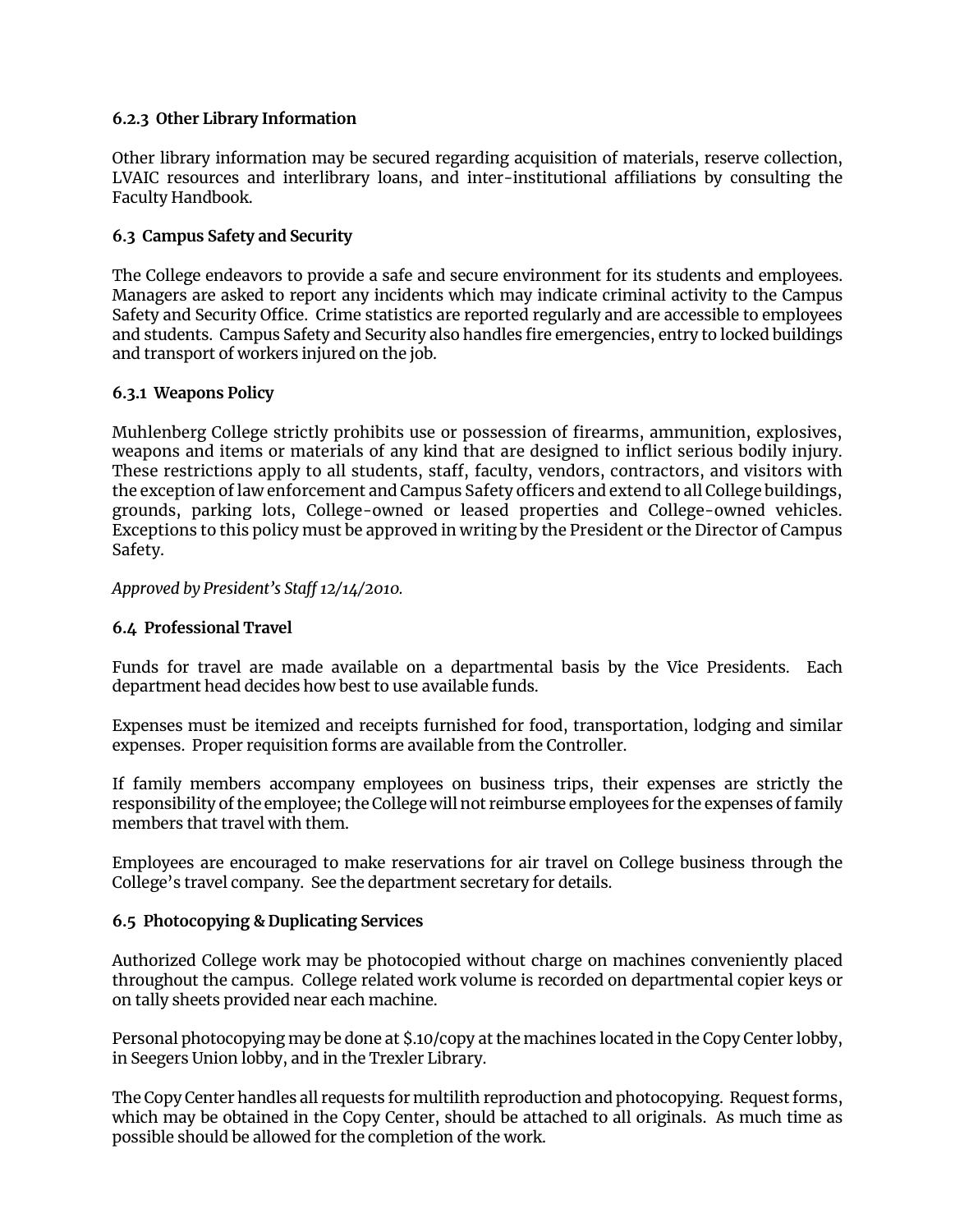### 6.2.3 Other Library Information

Other library information may be secured regarding acquisition of materials, reserve collection, LVAIC resources and interlibrary loans, and inter-institutional affiliations by consulting the Faculty Handbook.

### 6.3 Campus Safety and Security

The College endeavors to provide a safe and secure environment for its students and employees. Managers are asked to report any incidents which may indicate criminal activity to the Campus Safety and Security Office. Crime statistics are reported regularly and are accessible to employees and students. Campus Safety and Security also handles fire emergencies, entry to locked buildings and transport of workers injured on the job.

### 6.3.1 Weapons Policy

Muhlenberg College strictly prohibits use or possession of firearms, ammunition, explosives, weapons and items or materials of any kind that are designed to inflict serious bodily injury. These restrictions apply to all students, staff, faculty, vendors, contractors, and visitors with the exception of law enforcement and Campus Safety officers and extend to all College buildings, grounds, parking lots, College-owned or leased properties and College-owned vehicles. Exceptions to this policy must be approved in writing by the President or the Director of Campus Safety.

*Approved by President's Staff 12/14/2010.*

### 6.4 Professional Travel

Funds for travel are made available on a departmental basis by the Vice Presidents. Each department head decides how best to use available funds.

Expenses must be itemized and receipts furnished for food, transportation, lodging and similar expenses. Proper requisition forms are available from the Controller.

If family members accompany employees on business trips, their expenses are strictly the responsibility of the employee; the College will not reimburse employees for the expenses of family members that travel with them.

Employees are encouraged to make reservations for air travel on College business through the College's travel company. See the department secretary for details.

### 6.5 Photocopying & Duplicating Services

Authorized College work may be photocopied without charge on machines conveniently placed throughout the campus. College related work volume is recorded on departmental copier keys or on tally sheets provided near each machine.

Personal photocopying may be done at $.10/copy at the machines located in the Copy Center lobby, in Seegers Union lobby, and in the Trexler Library.

The Copy Center handles all requests for multilith reproduction and photocopying. Request forms, which may be obtained in the Copy Center, should be attached to all originals. As much time as possible should be allowed for the completion of the work.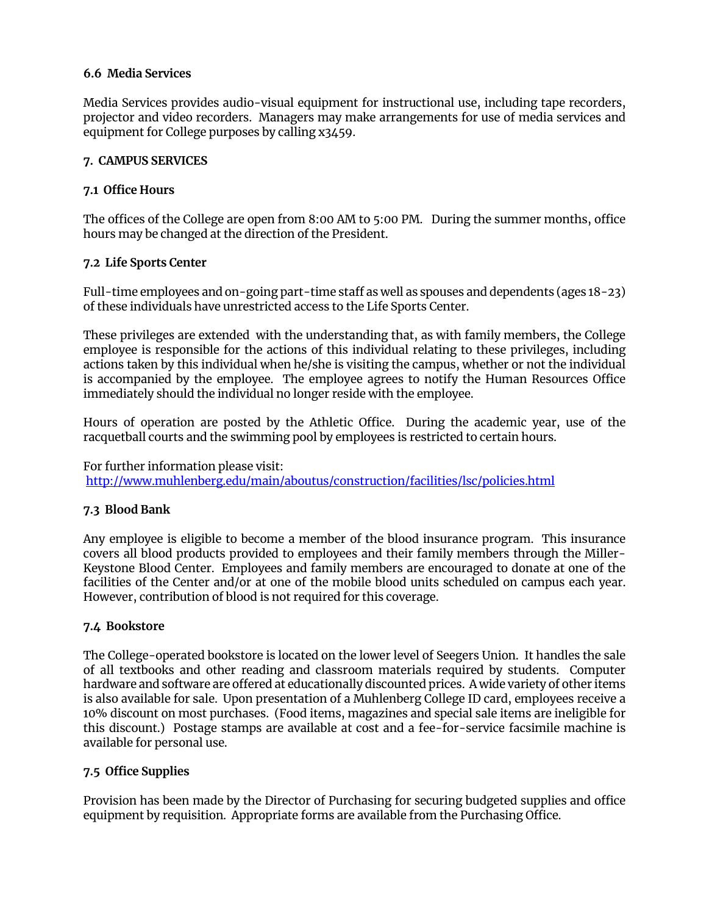### 6.6 Media Services

Media Services provides audio-visual equipment for instructional use, including tape recorders, projector and video recorders. Managers may make arrangements for use of media services and equipment for College purposes by calling x3459.

## 7. CAMPUS SERVICES

### 7.1 Office Hours

The offices of the College are open from 8:00 AM to 5:00 PM. During the summer months, office hours may be changed at the direction of the President.

### 7.2 Life Sports Center

Full-time employees and on-going part-time staff as well as spouses and dependents (ages 18-23) of these individuals have unrestricted access to the Life Sports Center.

These privileges are extended with the understanding that, as with family members, the College employee is responsible for the actions of this individual relating to these privileges, including actions taken by this individual when he/she is visiting the campus, whether or not the individual is accompanied by the employee. The employee agrees to notify the Human Resources Office immediately should the individual no longer reside with the employee.

Hours of operation are posted by the Athletic Office. During the academic year, use of the racquetball courts and the swimming pool by employees is restricted to certain hours.

For further information please visit:
[http://www.muhlenberg.edu/main/aboutus/construction/facilities/lsc/policies.html](http://www.muhlenberg.edu/main/aboutus/construction/facilities/lsc/policies.html)

### 7.3 Blood Bank

Any employee is eligible to become a member of the blood insurance program. This insurance covers all blood products provided to employees and their family members through the Miller-Keystone Blood Center. Employees and family members are encouraged to donate at one of the facilities of the Center and/or at one of the mobile blood units scheduled on campus each year. However, contribution of blood is not required for this coverage.

### 7.4 Bookstore

The College-operated bookstore is located on the lower level of Seegers Union. It handles the sale of all textbooks and other reading and classroom materials required by students. Computer hardware and software are offered at educationally discounted prices. A wide variety of other items is also available for sale. Upon presentation of a Muhlenberg College ID card, employees receive a 10% discount on most purchases. (Food items, magazines and special sale items are ineligible for this discount.) Postage stamps are available at cost and a fee-for-service facsimile machine is available for personal use.

### 7.5 Office Supplies

Provision has been made by the Director of Purchasing for securing budgeted supplies and office equipment by requisition. Appropriate forms are available from the Purchasing Office.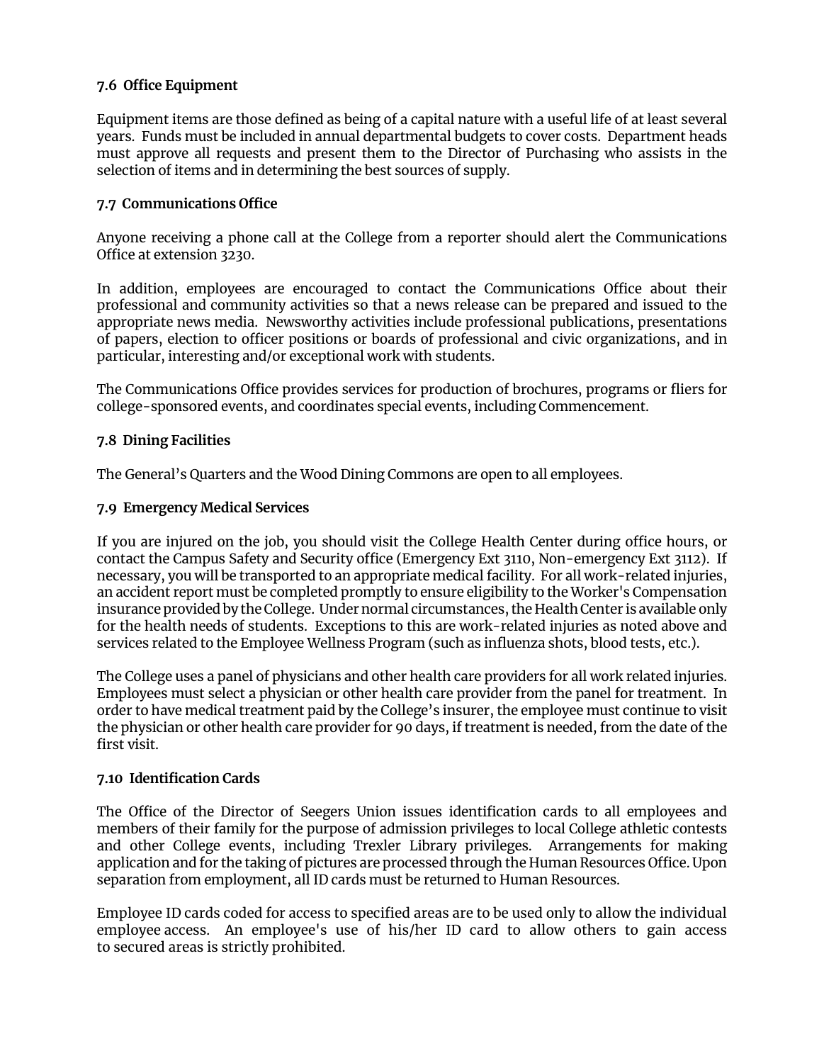### 7.6 Office Equipment

Equipment items are those defined as being of a capital nature with a useful life of at least several years. Funds must be included in annual departmental budgets to cover costs. Department heads must approve all requests and present them to the Director of Purchasing who assists in the selection of items and in determining the best sources of supply.

### 7.7 Communications Office

Anyone receiving a phone call at the College from a reporter should alert the Communications Office at extension 3230.

In addition, employees are encouraged to contact the Communications Office about their professional and community activities so that a news release can be prepared and issued to the appropriate news media. Newsworthy activities include professional publications, presentations of papers, election to officer positions or boards of professional and civic organizations, and in particular, interesting and/or exceptional work with students.

The Communications Office provides services for production of brochures, programs or fliers for college-sponsored events, and coordinates special events, including Commencement.

### 7.8 Dining Facilities

The General's Quarters and the Wood Dining Commons are open to all employees.

### 7.9 Emergency Medical Services

If you are injured on the job, you should visit the College Health Center during office hours, or contact the Campus Safety and Security office (Emergency Ext 3110, Non-emergency Ext 3112). If necessary, you will be transported to an appropriate medical facility. For all work-related injuries, an accident report must be completed promptly to ensure eligibility to the Worker's Compensation insurance provided by the College. Under normal circumstances, the Health Center is available only for the health needs of students. Exceptions to this are work-related injuries as noted above and services related to the Employee Wellness Program (such as influenza shots, blood tests, etc.).

The College uses a panel of physicians and other health care providers for all work related injuries. Employees must select a physician or other health care provider from the panel for treatment. In order to have medical treatment paid by the College's insurer, the employee must continue to visit the physician or other health care provider for 90 days, if treatment is needed, from the date of the first visit.

### 7.10 Identification Cards

The Office of the Director of Seegers Union issues identification cards to all employees and members of their family for the purpose of admission privileges to local College athletic contests and other College events, including Trexler Library privileges. Arrangements for making application and for the taking of pictures are processed through the Human Resources Office. Upon separation from employment, all ID cards must be returned to Human Resources.

Employee ID cards coded for access to specified areas are to be used only to allow the individual employee access. An employee's use of his/her ID card to allow others to gain access to secured areas is strictly prohibited.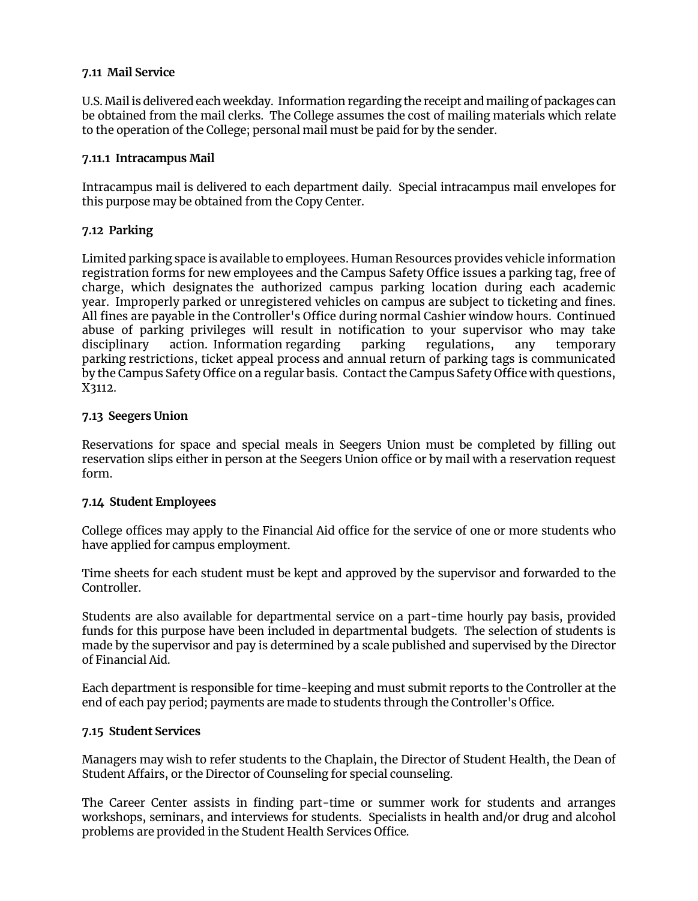### 7.11 Mail Service

U.S. Mail is delivered each weekday. Information regarding the receipt and mailing of packages can be obtained from the mail clerks. The College assumes the cost of mailing materials which relate to the operation of the College; personal mail must be paid for by the sender.

#### 7.11.1 Intracampus Mail

Intracampus mail is delivered to each department daily. Special intracampus mail envelopes for this purpose may be obtained from the Copy Center.

### 7.12 Parking

Limited parking space is available to employees. Human Resources provides vehicle information registration forms for new employees and the Campus Safety Office issues a parking tag, free of charge, which designates the authorized campus parking location during each academic year. Improperly parked or unregistered vehicles on campus are subject to ticketing and fines. All fines are payable in the Controller's Office during normal Cashier window hours. Continued abuse of parking privileges will result in notification to your supervisor who may take disciplinary action. Information regarding parking regulations, any temporary parking restrictions, ticket appeal process and annual return of parking tags is communicated by the Campus Safety Office on a regular basis. Contact the Campus Safety Office with questions, X3112.

### 7.13 Seegers Union

Reservations for space and special meals in Seegers Union must be completed by filling out reservation slips either in person at the Seegers Union office or by mail with a reservation request form.

### 7.14 Student Employees

College offices may apply to the Financial Aid office for the service of one or more students who have applied for campus employment.

Time sheets for each student must be kept and approved by the supervisor and forwarded to the Controller.

Students are also available for departmental service on a part-time hourly pay basis, provided funds for this purpose have been included in departmental budgets. The selection of students is made by the supervisor and pay is determined by a scale published and supervised by the Director of Financial Aid.

Each department is responsible for time-keeping and must submit reports to the Controller at the end of each pay period; payments are made to students through the Controller's Office.

### 7.15 Student Services

Managers may wish to refer students to the Chaplain, the Director of Student Health, the Dean of Student Affairs, or the Director of Counseling for special counseling.

The Career Center assists in finding part-time or summer work for students and arranges workshops, seminars, and interviews for students. Specialists in health and/or drug and alcohol problems are provided in the Student Health Services Office.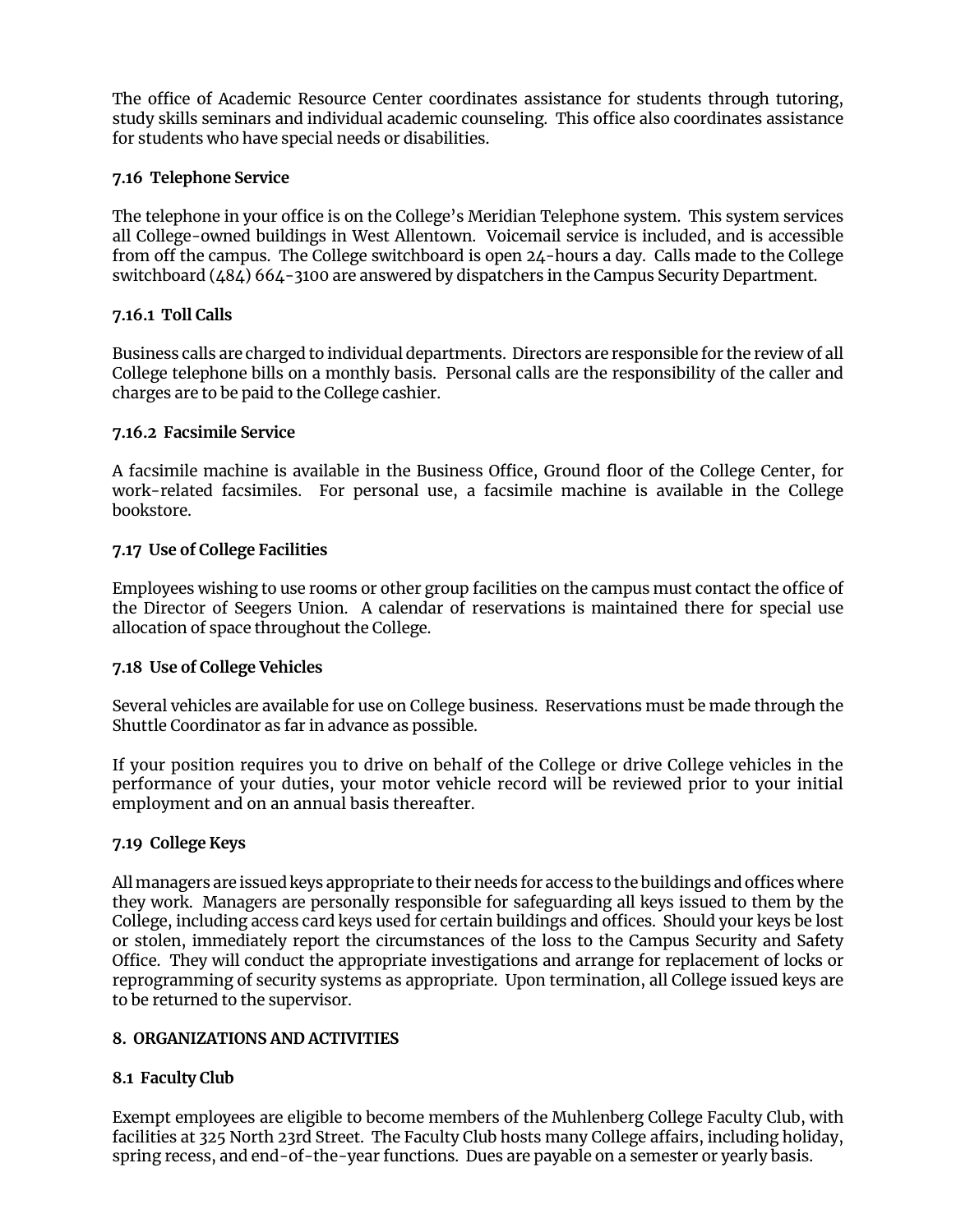The office of Academic Resource Center coordinates assistance for students through tutoring, study skills seminars and individual academic counseling. This office also coordinates assistance for students who have special needs or disabilities.

### 7.16 Telephone Service

The telephone in your office is on the College's Meridian Telephone system. This system services all College-owned buildings in West Allentown. Voicemail service is included, and is accessible from off the campus. The College switchboard is open 24-hours a day. Calls made to the College switchboard (484) 664-3100 are answered by dispatchers in the Campus Security Department.

#### 7.16.1 Toll Calls

Business calls are charged to individual departments. Directors are responsible for the review of all College telephone bills on a monthly basis. Personal calls are the responsibility of the caller and charges are to be paid to the College cashier.

#### 7.16.2 Facsimile Service

A facsimile machine is available in the Business Office, Ground floor of the College Center, for work-related facsimiles. For personal use, a facsimile machine is available in the College bookstore.

### 7.17 Use of College Facilities

Employees wishing to use rooms or other group facilities on the campus must contact the office of the Director of Seegers Union. A calendar of reservations is maintained there for special use allocation of space throughout the College.

### 7.18 Use of College Vehicles

Several vehicles are available for use on College business. Reservations must be made through the Shuttle Coordinator as far in advance as possible.

If your position requires you to drive on behalf of the College or drive College vehicles in the performance of your duties, your motor vehicle record will be reviewed prior to your initial employment and on an annual basis thereafter.

### 7.19 College Keys

All managers are issued keys appropriate to their needs for access to the buildings and offices where they work. Managers are personally responsible for safeguarding all keys issued to them by the College, including access card keys used for certain buildings and offices. Should your keys be lost or stolen, immediately report the circumstances of the loss to the Campus Security and Safety Office. They will conduct the appropriate investigations and arrange for replacement of locks or reprogramming of security systems as appropriate. Upon termination, all College issued keys are to be returned to the supervisor.

## 8. ORGANIZATIONS AND ACTIVITIES

### 8.1 Faculty Club

Exempt employees are eligible to become members of the Muhlenberg College Faculty Club, with facilities at 325 North 23rd Street. The Faculty Club hosts many College affairs, including holiday, spring recess, and end-of-the-year functions. Dues are payable on a semester or yearly basis.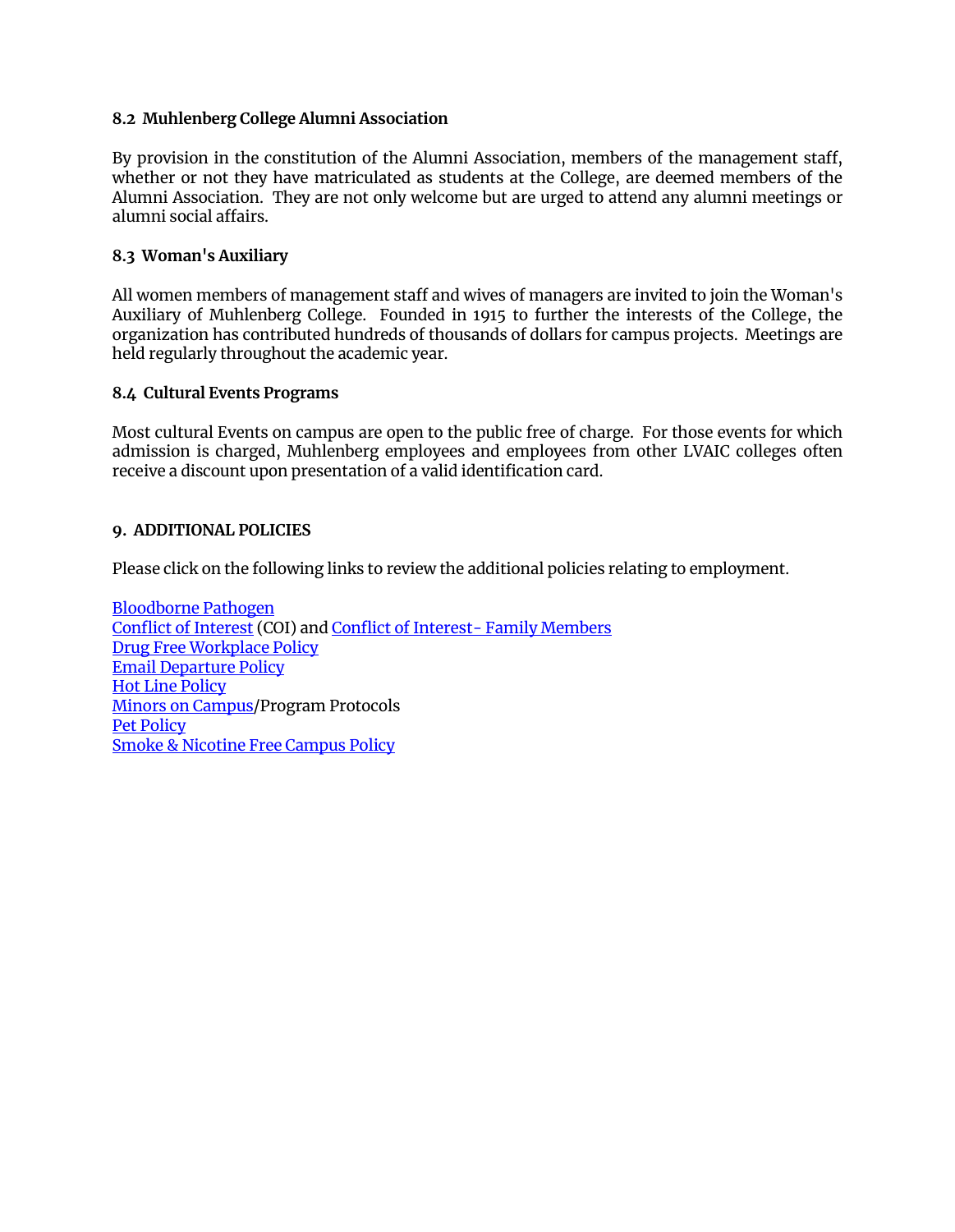### 8.2 Muhlenberg College Alumni Association

By provision in the constitution of the Alumni Association, members of the management staff, whether or not they have matriculated as students at the College, are deemed members of the Alumni Association. They are not only welcome but are urged to attend any alumni meetings or alumni social affairs.

### 8.3 Woman's Auxiliary

All women members of management staff and wives of managers are invited to join the Woman's Auxiliary of Muhlenberg College. Founded in 1915 to further the interests of the College, the organization has contributed hundreds of thousands of dollars for campus projects. Meetings are held regularly throughout the academic year.

### 8.4 Cultural Events Programs

Most cultural Events on campus are open to the public free of charge. For those events for which admission is charged, Muhlenberg employees and employees from other LVAIC colleges often receive a discount upon presentation of a valid identification card.

## 9. ADDITIONAL POLICIES

Please click on the following links to review the additional policies relating to employment.

Bloodborne Pathogen
Conflict of Interest (COI) and Conflict of Interest- Family Members
Drug Free Workplace Policy
Email Departure Policy
Hot Line Policy
Minors on Campus/Program Protocols
Pet Policy
Smoke & Nicotine Free Campus Policy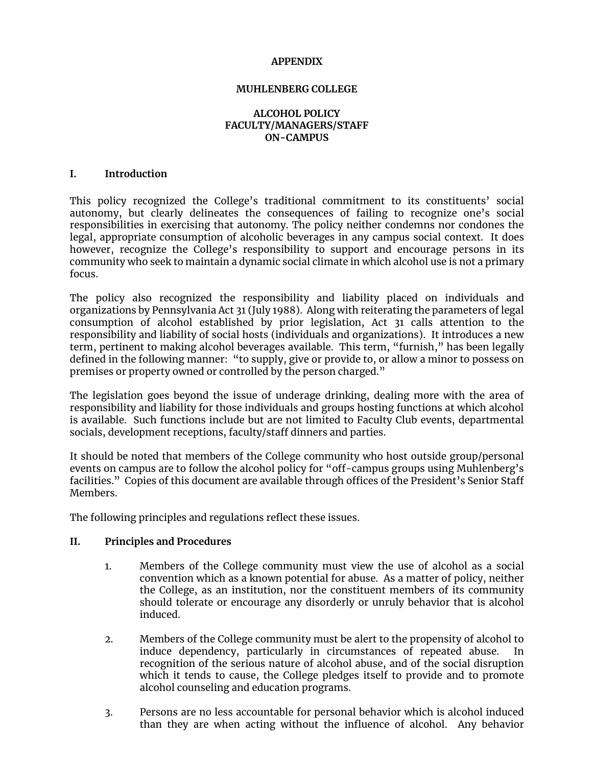**APPENDIX**

**MUHLENBERG COLLEGE**

**ALCOHOL POLICY**
**FACULTY/MANAGERS/STAFF**
**ON-CAMPUS**

## I. Introduction

This policy recognized the College's traditional commitment to its constituents' social autonomy, but clearly delineates the consequences of failing to recognize one's social responsibilities in exercising that autonomy. The policy neither condemns nor condones the legal, appropriate consumption of alcoholic beverages in any campus social context. It does however, recognize the College's responsibility to support and encourage persons in its community who seek to maintain a dynamic social climate in which alcohol use is not a primary focus.

The policy also recognized the responsibility and liability placed on individuals and organizations by Pennsylvania Act 31 (July 1988). Along with reiterating the parameters of legal consumption of alcohol established by prior legislation, Act 31 calls attention to the responsibility and liability of social hosts (individuals and organizations). It introduces a new term, pertinent to making alcohol beverages available. This term, "furnish," has been legally defined in the following manner: "to supply, give or provide to, or allow a minor to possess on premises or property owned or controlled by the person charged."

The legislation goes beyond the issue of underage drinking, dealing more with the area of responsibility and liability for those individuals and groups hosting functions at which alcohol is available. Such functions include but are not limited to Faculty Club events, departmental socials, development receptions, faculty/staff dinners and parties.

It should be noted that members of the College community who host outside group/personal events on campus are to follow the alcohol policy for "off-campus groups using Muhlenberg's facilities." Copies of this document are available through offices of the President's Senior Staff Members.

The following principles and regulations reflect these issues.

## II. Principles and Procedures

1. Members of the College community must view the use of alcohol as a social convention which as a known potential for abuse. As a matter of policy, neither the College, as an institution, nor the constituent members of its community should tolerate or encourage any disorderly or unruly behavior that is alcohol induced.

2. Members of the College community must be alert to the propensity of alcohol to induce dependency, particularly in circumstances of repeated abuse. In recognition of the serious nature of alcohol abuse, and of the social disruption which it tends to cause, the College pledges itself to provide and to promote alcohol counseling and education programs.

3. Persons are no less accountable for personal behavior which is alcohol induced than they are when acting without the influence of alcohol. Any behavior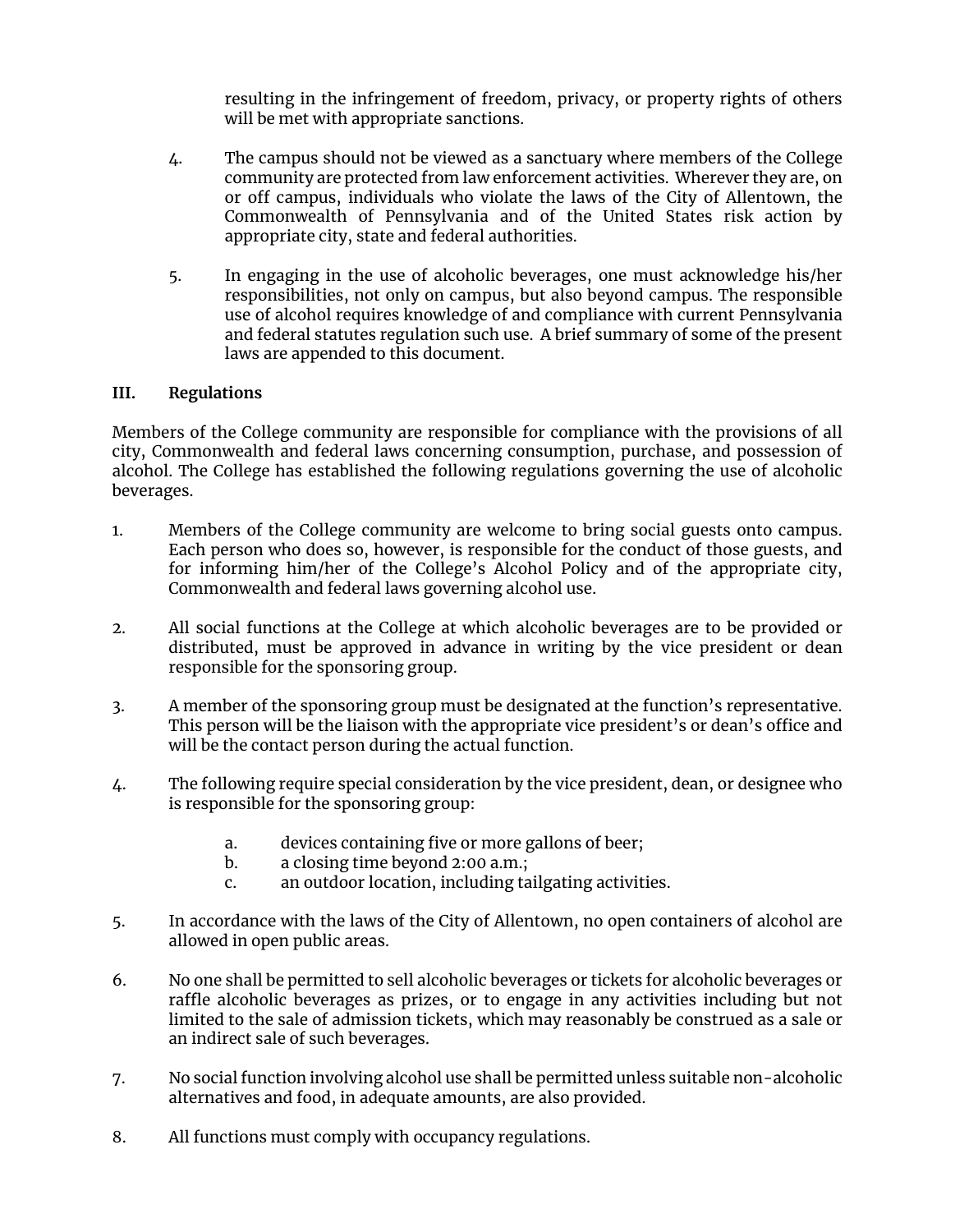resulting in the infringement of freedom, privacy, or property rights of others will be met with appropriate sanctions.

4. The campus should not be viewed as a sanctuary where members of the College community are protected from law enforcement activities. Wherever they are, on or off campus, individuals who violate the laws of the City of Allentown, the Commonwealth of Pennsylvania and of the United States risk action by appropriate city, state and federal authorities.

5. In engaging in the use of alcoholic beverages, one must acknowledge his/her responsibilities, not only on campus, but also beyond campus. The responsible use of alcohol requires knowledge of and compliance with current Pennsylvania and federal statutes regulation such use. A brief summary of some of the present laws are appended to this document.

## III. Regulations

Members of the College community are responsible for compliance with the provisions of all city, Commonwealth and federal laws concerning consumption, purchase, and possession of alcohol. The College has established the following regulations governing the use of alcoholic beverages.

1. Members of the College community are welcome to bring social guests onto campus. Each person who does so, however, is responsible for the conduct of those guests, and for informing him/her of the College's Alcohol Policy and of the appropriate city, Commonwealth and federal laws governing alcohol use.

2. All social functions at the College at which alcoholic beverages are to be provided or distributed, must be approved in advance in writing by the vice president or dean responsible for the sponsoring group.

3. A member of the sponsoring group must be designated at the function's representative. This person will be the liaison with the appropriate vice president's or dean's office and will be the contact person during the actual function.

4. The following require special consideration by the vice president, dean, or designee who is responsible for the sponsoring group:

    a. devices containing five or more gallons of beer;
    b. a closing time beyond 2:00 a.m.;
    c. an outdoor location, including tailgating activities.

5. In accordance with the laws of the City of Allentown, no open containers of alcohol are allowed in open public areas.

6. No one shall be permitted to sell alcoholic beverages or tickets for alcoholic beverages or raffle alcoholic beverages as prizes, or to engage in any activities including but not limited to the sale of admission tickets, which may reasonably be construed as a sale or an indirect sale of such beverages.

7. No social function involving alcohol use shall be permitted unless suitable non-alcoholic alternatives and food, in adequate amounts, are also provided.

8. All functions must comply with occupancy regulations.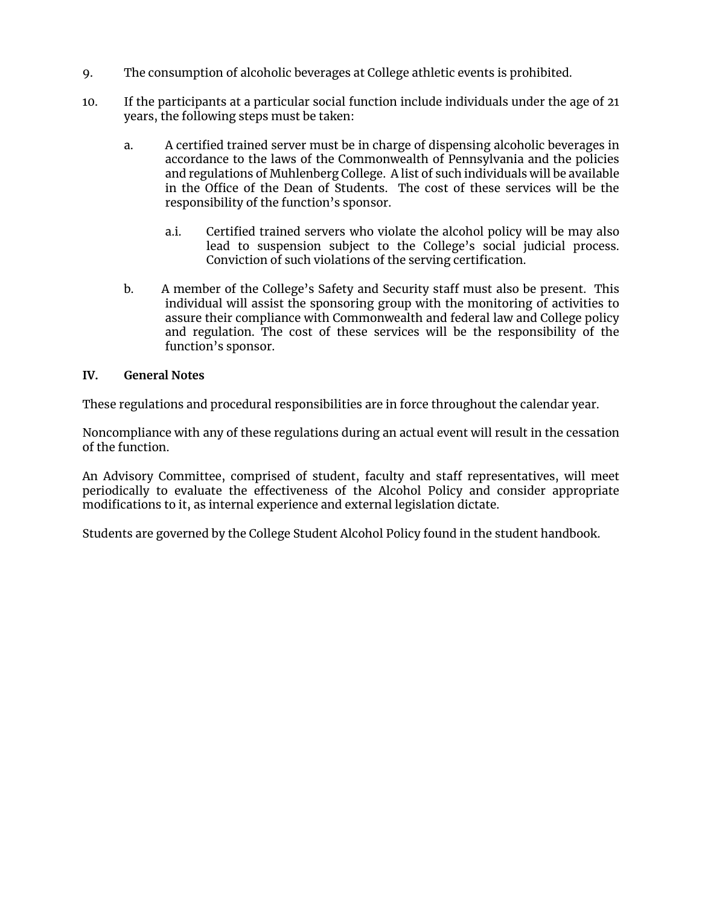9. The consumption of alcoholic beverages at College athletic events is prohibited.

10. If the participants at a particular social function include individuals under the age of 21 years, the following steps must be taken:

    a. A certified trained server must be in charge of dispensing alcoholic beverages in accordance to the laws of the Commonwealth of Pennsylvania and the policies and regulations of Muhlenberg College. A list of such individuals will be available in the Office of the Dean of Students. The cost of these services will be the responsibility of the function's sponsor.

        a.i. Certified trained servers who violate the alcohol policy will be may also lead to suspension subject to the College's social judicial process. Conviction of such violations of the serving certification.

    b. A member of the College's Safety and Security staff must also be present. This individual will assist the sponsoring group with the monitoring of activities to assure their compliance with Commonwealth and federal law and College policy and regulation. The cost of these services will be the responsibility of the function's sponsor.

## IV. General Notes

These regulations and procedural responsibilities are in force throughout the calendar year.

Noncompliance with any of these regulations during an actual event will result in the cessation of the function.

An Advisory Committee, comprised of student, faculty and staff representatives, will meet periodically to evaluate the effectiveness of the Alcohol Policy and consider appropriate modifications to it, as internal experience and external legislation dictate.

Students are governed by the College Student Alcohol Policy found in the student handbook.